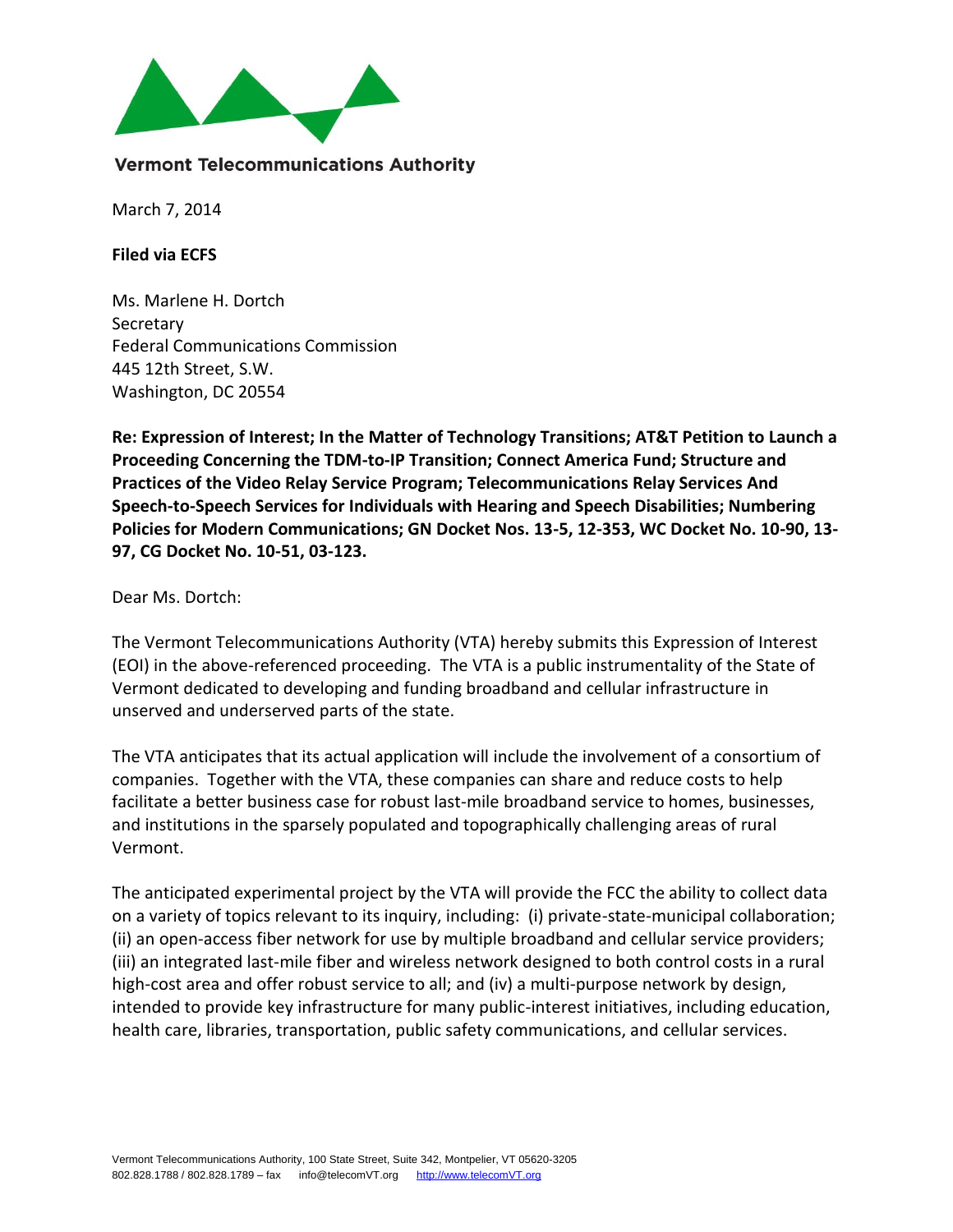**Vermont Telecommunications Authority**

March 7, 2014

**Filed via ECFS**

Ms. Marlene H. Dortch
Secretary
Federal Communications Commission
445 12th Street, S.W.
Washington, DC 20554

**Re: Expression of Interest; In the Matter of Technology Transitions; AT&T Petition to Launch a Proceeding Concerning the TDM-to-IP Transition; Connect America Fund; Structure and Practices of the Video Relay Service Program; Telecommunications Relay Services And Speech-to-Speech Services for Individuals with Hearing and Speech Disabilities; Numbering Policies for Modern Communications; GN Docket Nos. 13-5, 12-353, WC Docket No. 10-90, 13-97, CG Docket No. 10-51, 03-123.**

Dear Ms. Dortch:

The Vermont Telecommunications Authority (VTA) hereby submits this Expression of Interest (EOI) in the above-referenced proceeding. The VTA is a public instrumentality of the State of Vermont dedicated to developing and funding broadband and cellular infrastructure in unserved and underserved parts of the state.

The VTA anticipates that its actual application will include the involvement of a consortium of companies. Together with the VTA, these companies can share and reduce costs to help facilitate a better business case for robust last-mile broadband service to homes, businesses, and institutions in the sparsely populated and topographically challenging areas of rural Vermont.

The anticipated experimental project by the VTA will provide the FCC the ability to collect data on a variety of topics relevant to its inquiry, including: (i) private-state-municipal collaboration; (ii) an open-access fiber network for use by multiple broadband and cellular service providers; (iii) an integrated last-mile fiber and wireless network designed to both control costs in a rural high-cost area and offer robust service to all; and (iv) a multi-purpose network by design, intended to provide key infrastructure for many public-interest initiatives, including education, health care, libraries, transportation, public safety communications, and cellular services.

Vermont Telecommunications Authority, 100 State Street, Suite 342, Montpelier, VT 05620-3205
802.828.1788 / 802.828.1789 – fax info@telecomVT.org http://www.telecomVT.org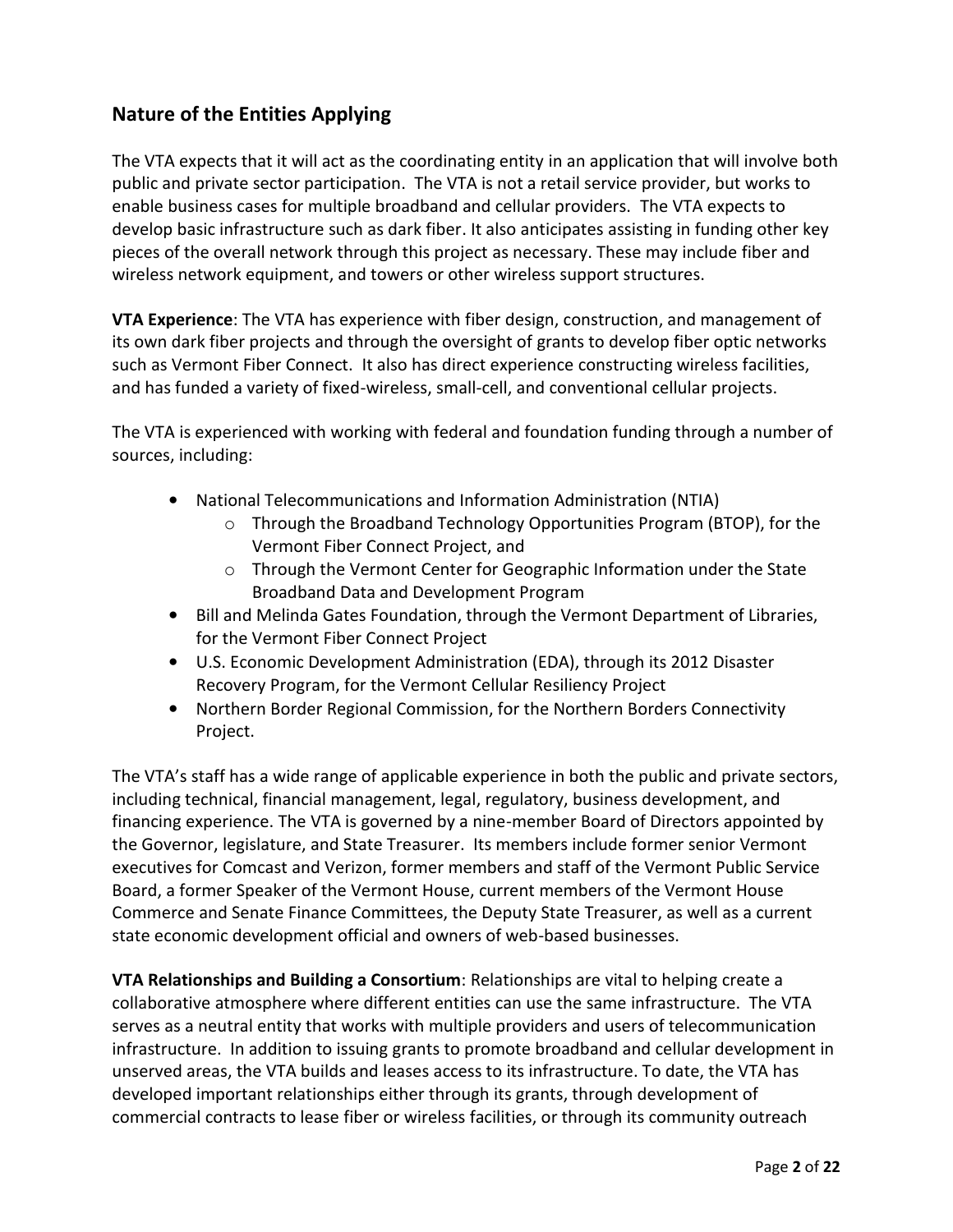## Nature of the Entities Applying

The VTA expects that it will act as the coordinating entity in an application that will involve both public and private sector participation. The VTA is not a retail service provider, but works to enable business cases for multiple broadband and cellular providers. The VTA expects to develop basic infrastructure such as dark fiber. It also anticipates assisting in funding other key pieces of the overall network through this project as necessary. These may include fiber and wireless network equipment, and towers or other wireless support structures.

**VTA Experience**: The VTA has experience with fiber design, construction, and management of its own dark fiber projects and through the oversight of grants to develop fiber optic networks such as Vermont Fiber Connect. It also has direct experience constructing wireless facilities, and has funded a variety of fixed-wireless, small-cell, and conventional cellular projects.

The VTA is experienced with working with federal and foundation funding through a number of sources, including:

- National Telecommunications and Information Administration (NTIA)
  - Through the Broadband Technology Opportunities Program (BTOP), for the Vermont Fiber Connect Project, and
  - Through the Vermont Center for Geographic Information under the State Broadband Data and Development Program
- Bill and Melinda Gates Foundation, through the Vermont Department of Libraries, for the Vermont Fiber Connect Project
- U.S. Economic Development Administration (EDA), through its 2012 Disaster Recovery Program, for the Vermont Cellular Resiliency Project
- Northern Border Regional Commission, for the Northern Borders Connectivity Project.

The VTA's staff has a wide range of applicable experience in both the public and private sectors, including technical, financial management, legal, regulatory, business development, and financing experience. The VTA is governed by a nine-member Board of Directors appointed by the Governor, legislature, and State Treasurer. Its members include former senior Vermont executives for Comcast and Verizon, former members and staff of the Vermont Public Service Board, a former Speaker of the Vermont House, current members of the Vermont House Commerce and Senate Finance Committees, the Deputy State Treasurer, as well as a current state economic development official and owners of web-based businesses.

**VTA Relationships and Building a Consortium**: Relationships are vital to helping create a collaborative atmosphere where different entities can use the same infrastructure. The VTA serves as a neutral entity that works with multiple providers and users of telecommunication infrastructure. In addition to issuing grants to promote broadband and cellular development in unserved areas, the VTA builds and leases access to its infrastructure. To date, the VTA has developed important relationships either through its grants, through development of commercial contracts to lease fiber or wireless facilities, or through its community outreach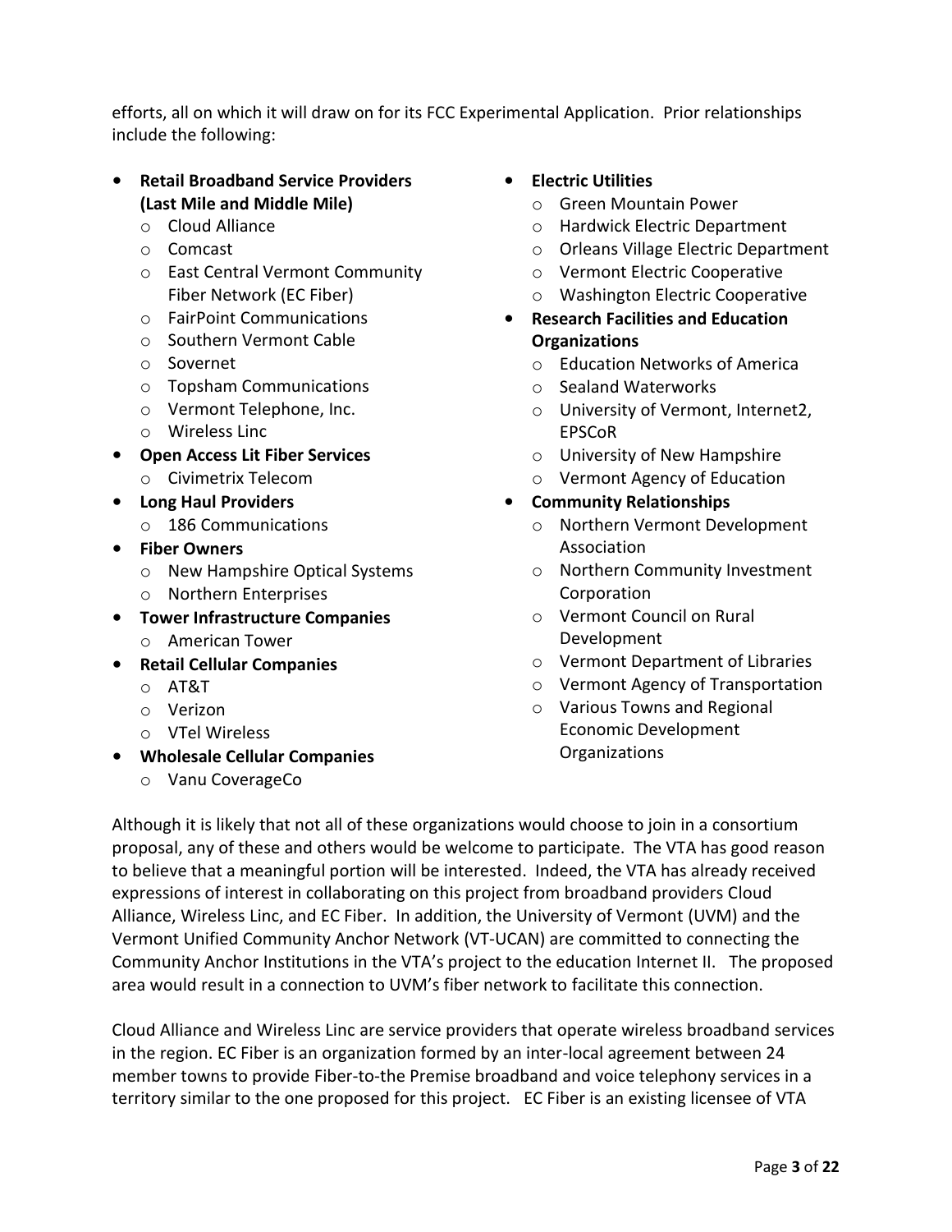efforts, all on which it will draw on for its FCC Experimental Application. Prior relationships include the following:

- **Retail Broadband Service Providers (Last Mile and Middle Mile)**
  - Cloud Alliance
  - Comcast
  - East Central Vermont Community Fiber Network (EC Fiber)
  - FairPoint Communications
  - Southern Vermont Cable
  - Sovernet
  - Topsham Communications
  - Vermont Telephone, Inc.
  - Wireless Linc
- **Open Access Lit Fiber Services**
  - Civimetrix Telecom
- **Long Haul Providers**
  - 186 Communications
- **Fiber Owners**
  - New Hampshire Optical Systems
  - Northern Enterprises
- **Tower Infrastructure Companies**
  - American Tower
- **Retail Cellular Companies**
  - AT&T
  - Verizon
  - VTel Wireless
- **Wholesale Cellular Companies**
  - Vanu CoverageCo
- **Electric Utilities**
  - Green Mountain Power
  - Hardwick Electric Department
  - Orleans Village Electric Department
  - Vermont Electric Cooperative
  - Washington Electric Cooperative
- **Research Facilities and Education Organizations**
  - Education Networks of America
  - Sealand Waterworks
  - University of Vermont, Internet2, EPSCoR
  - University of New Hampshire
  - Vermont Agency of Education
- **Community Relationships**
  - Northern Vermont Development Association
  - Northern Community Investment Corporation
  - Vermont Council on Rural Development
  - Vermont Department of Libraries
  - Vermont Agency of Transportation
  - Various Towns and Regional Economic Development Organizations

Although it is likely that not all of these organizations would choose to join in a consortium proposal, any of these and others would be welcome to participate. The VTA has good reason to believe that a meaningful portion will be interested. Indeed, the VTA has already received expressions of interest in collaborating on this project from broadband providers Cloud Alliance, Wireless Linc, and EC Fiber. In addition, the University of Vermont (UVM) and the Vermont Unified Community Anchor Network (VT-UCAN) are committed to connecting the Community Anchor Institutions in the VTA's project to the education Internet II. The proposed area would result in a connection to UVM's fiber network to facilitate this connection.

Cloud Alliance and Wireless Linc are service providers that operate wireless broadband services in the region. EC Fiber is an organization formed by an inter-local agreement between 24 member towns to provide Fiber-to-the Premise broadband and voice telephony services in a territory similar to the one proposed for this project. EC Fiber is an existing licensee of VTA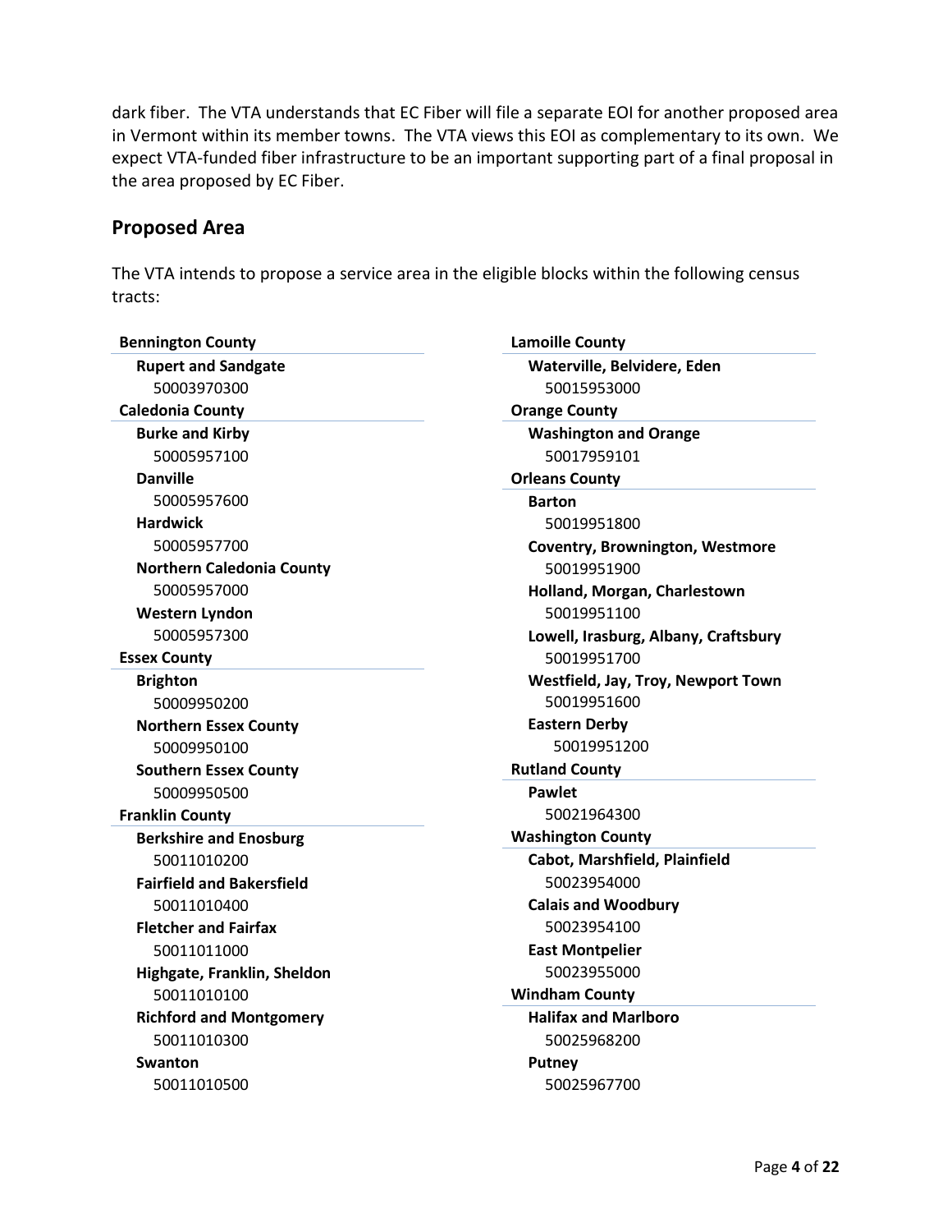dark fiber. The VTA understands that EC Fiber will file a separate EOI for another proposed area in Vermont within its member towns. The VTA views this EOI as complementary to its own. We expect VTA-funded fiber infrastructure to be an important supporting part of a final proposal in the area proposed by EC Fiber.

## Proposed Area

The VTA intends to propose a service area in the eligible blocks within the following census tracts:

**Bennington County**

- **Rupert and Sandgate**
  - 50003970300

**Caledonia County**

- **Burke and Kirby**
  - 50005957100
- **Danville**
  - 50005957600
- **Hardwick**
  - 50005957700
- **Northern Caledonia County**
  - 50005957000
- **Western Lyndon**
  - 50005957300

**Essex County**

- **Brighton**
  - 50009950200
- **Northern Essex County**
  - 50009950100
- **Southern Essex County**
  - 50009950500

**Franklin County**

- **Berkshire and Enosburg**
  - 50011010200
- **Fairfield and Bakersfield**
  - 50011010400
- **Fletcher and Fairfax**
  - 50011011000
- **Highgate, Franklin, Sheldon**
  - 50011010100
- **Richford and Montgomery**
  - 50011010300
- **Swanton**
  - 50011010500

**Lamoille County**

- **Waterville, Belvidere, Eden**
  - 50015953000

**Orange County**

- **Washington and Orange**
  - 50017959101

**Orleans County**

- **Barton**
  - 50019951800
- **Coventry, Brownington, Westmore**
  - 50019951900
- **Holland, Morgan, Charlestown**
  - 50019951100
- **Lowell, Irasburg, Albany, Craftsbury**
  - 50019951700
- **Westfield, Jay, Troy, Newport Town**
  - 50019951600
- **Eastern Derby**
  - 50019951200

**Rutland County**

- **Pawlet**
  - 50021964300

**Washington County**

- **Cabot, Marshfield, Plainfield**
  - 50023954000
- **Calais and Woodbury**
  - 50023954100
- **East Montpelier**
  - 50023955000

**Windham County**

- **Halifax and Marlboro**
  - 50025968200
- **Putney**
  - 50025967700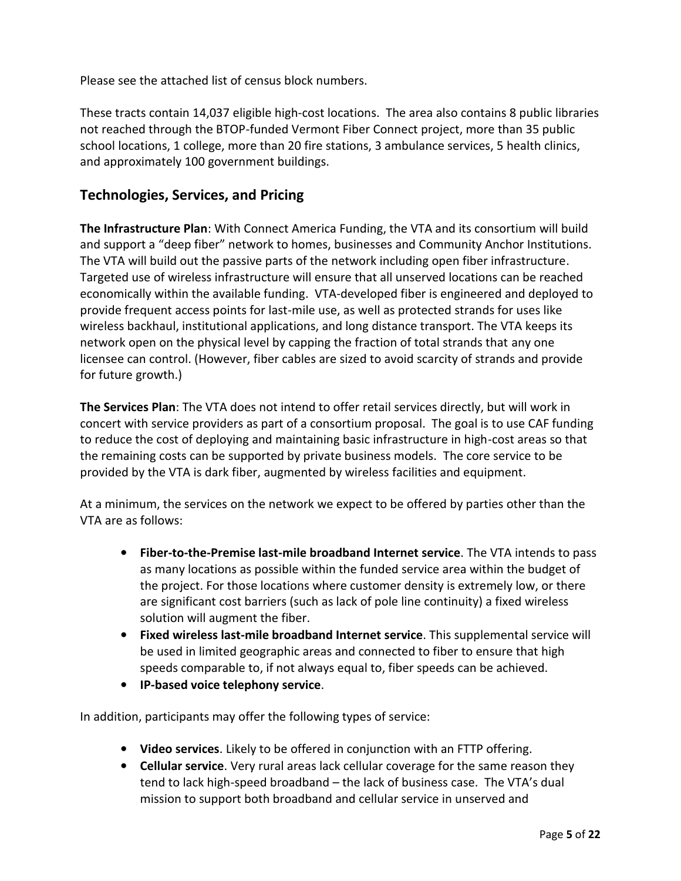Please see the attached list of census block numbers.

These tracts contain 14,037 eligible high-cost locations. The area also contains 8 public libraries not reached through the BTOP-funded Vermont Fiber Connect project, more than 35 public school locations, 1 college, more than 20 fire stations, 3 ambulance services, 5 health clinics, and approximately 100 government buildings.

## Technologies, Services, and Pricing

**The Infrastructure Plan**: With Connect America Funding, the VTA and its consortium will build and support a "deep fiber" network to homes, businesses and Community Anchor Institutions. The VTA will build out the passive parts of the network including open fiber infrastructure. Targeted use of wireless infrastructure will ensure that all unserved locations can be reached economically within the available funding. VTA-developed fiber is engineered and deployed to provide frequent access points for last-mile use, as well as protected strands for uses like wireless backhaul, institutional applications, and long distance transport. The VTA keeps its network open on the physical level by capping the fraction of total strands that any one licensee can control. (However, fiber cables are sized to avoid scarcity of strands and provide for future growth.)

**The Services Plan**: The VTA does not intend to offer retail services directly, but will work in concert with service providers as part of a consortium proposal. The goal is to use CAF funding to reduce the cost of deploying and maintaining basic infrastructure in high-cost areas so that the remaining costs can be supported by private business models. The core service to be provided by the VTA is dark fiber, augmented by wireless facilities and equipment.

At a minimum, the services on the network we expect to be offered by parties other than the VTA are as follows:

- **Fiber-to-the-Premise last-mile broadband Internet service**. The VTA intends to pass as many locations as possible within the funded service area within the budget of the project. For those locations where customer density is extremely low, or there are significant cost barriers (such as lack of pole line continuity) a fixed wireless solution will augment the fiber.
- **Fixed wireless last-mile broadband Internet service**. This supplemental service will be used in limited geographic areas and connected to fiber to ensure that high speeds comparable to, if not always equal to, fiber speeds can be achieved.
- **IP-based voice telephony service**.

In addition, participants may offer the following types of service:

- **Video services**. Likely to be offered in conjunction with an FTTP offering.
- **Cellular service**. Very rural areas lack cellular coverage for the same reason they tend to lack high-speed broadband – the lack of business case. The VTA's dual mission to support both broadband and cellular service in unserved and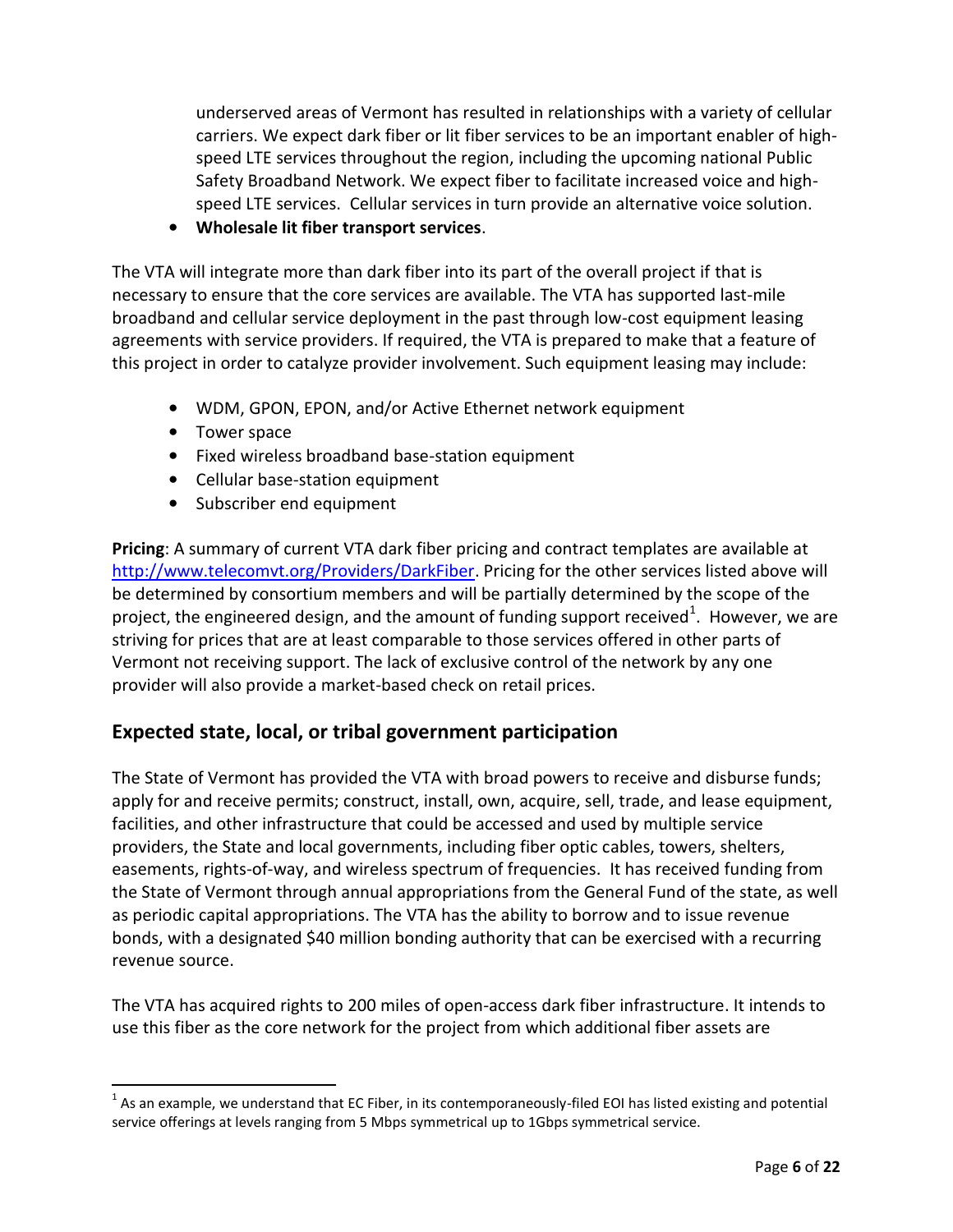underserved areas of Vermont has resulted in relationships with a variety of cellular carriers. We expect dark fiber or lit fiber services to be an important enabler of high-speed LTE services throughout the region, including the upcoming national Public Safety Broadband Network. We expect fiber to facilitate increased voice and high-speed LTE services. Cellular services in turn provide an alternative voice solution.

- **Wholesale lit fiber transport services**.

The VTA will integrate more than dark fiber into its part of the overall project if that is necessary to ensure that the core services are available. The VTA has supported last-mile broadband and cellular service deployment in the past through low-cost equipment leasing agreements with service providers. If required, the VTA is prepared to make that a feature of this project in order to catalyze provider involvement. Such equipment leasing may include:

- WDM, GPON, EPON, and/or Active Ethernet network equipment
- Tower space
- Fixed wireless broadband base-station equipment
- Cellular base-station equipment
- Subscriber end equipment

**Pricing**: A summary of current VTA dark fiber pricing and contract templates are available at http://www.telecomvt.org/Providers/DarkFiber. Pricing for the other services listed above will be determined by consortium members and will be partially determined by the scope of the project, the engineered design, and the amount of funding support received[1]. However, we are striving for prices that are at least comparable to those services offered in other parts of Vermont not receiving support. The lack of exclusive control of the network by any one provider will also provide a market-based check on retail prices.

## Expected state, local, or tribal government participation

The State of Vermont has provided the VTA with broad powers to receive and disburse funds; apply for and receive permits; construct, install, own, acquire, sell, trade, and lease equipment, facilities, and other infrastructure that could be accessed and used by multiple service providers, the State and local governments, including fiber optic cables, towers, shelters, easements, rights-of-way, and wireless spectrum of frequencies. It has received funding from the State of Vermont through annual appropriations from the General Fund of the state, as well as periodic capital appropriations. The VTA has the ability to borrow and to issue revenue bonds, with a designated $40 million bonding authority that can be exercised with a recurring revenue source.

The VTA has acquired rights to 200 miles of open-access dark fiber infrastructure. It intends to use this fiber as the core network for the project from which additional fiber assets are

[1] As an example, we understand that EC Fiber, in its contemporaneously-filed EOI has listed existing and potential service offerings at levels ranging from 5 Mbps symmetrical up to 1Gbps symmetrical service.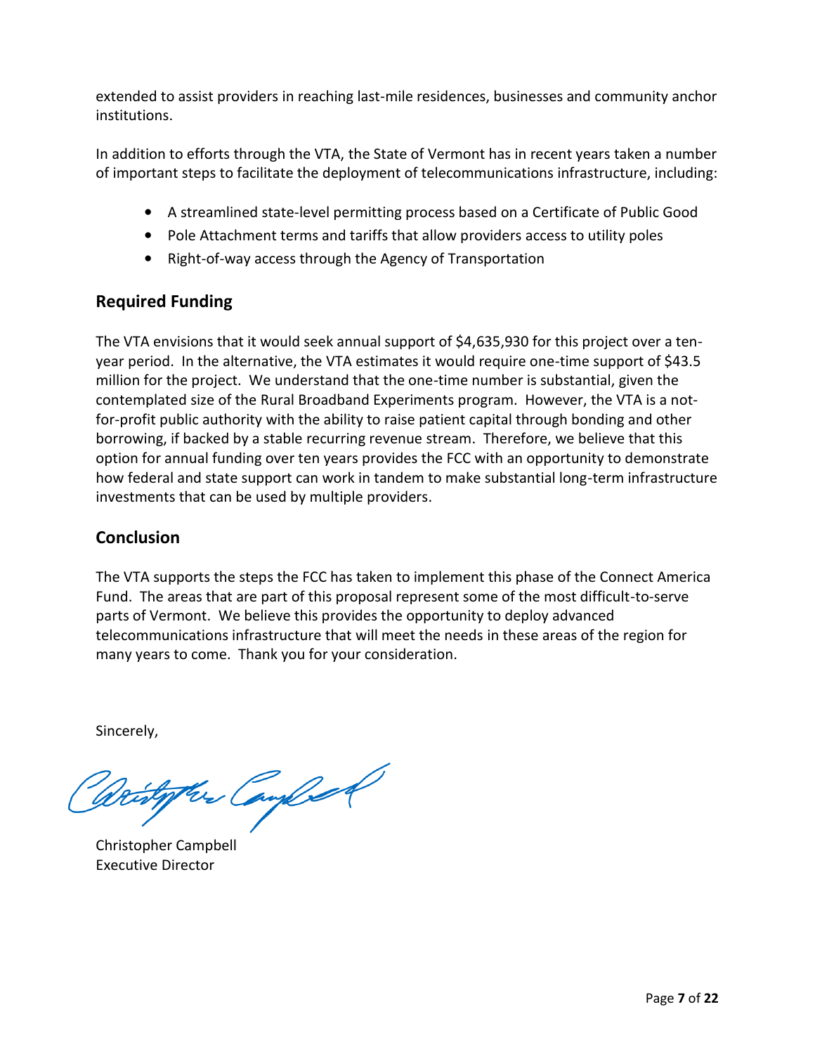extended to assist providers in reaching last-mile residences, businesses and community anchor institutions.

In addition to efforts through the VTA, the State of Vermont has in recent years taken a number of important steps to facilitate the deployment of telecommunications infrastructure, including:

- A streamlined state-level permitting process based on a Certificate of Public Good
- Pole Attachment terms and tariffs that allow providers access to utility poles
- Right-of-way access through the Agency of Transportation

## Required Funding

The VTA envisions that it would seek annual support of $4,635,930 for this project over a ten-year period. In the alternative, the VTA estimates it would require one-time support of $43.5 million for the project. We understand that the one-time number is substantial, given the contemplated size of the Rural Broadband Experiments program. However, the VTA is a not-for-profit public authority with the ability to raise patient capital through bonding and other borrowing, if backed by a stable recurring revenue stream. Therefore, we believe that this option for annual funding over ten years provides the FCC with an opportunity to demonstrate how federal and state support can work in tandem to make substantial long-term infrastructure investments that can be used by multiple providers.

## Conclusion

The VTA supports the steps the FCC has taken to implement this phase of the Connect America Fund. The areas that are part of this proposal represent some of the most difficult-to-serve parts of Vermont. We believe this provides the opportunity to deploy advanced telecommunications infrastructure that will meet the needs in these areas of the region for many years to come. Thank you for your consideration.

Sincerely,

Christopher Campbell
Executive Director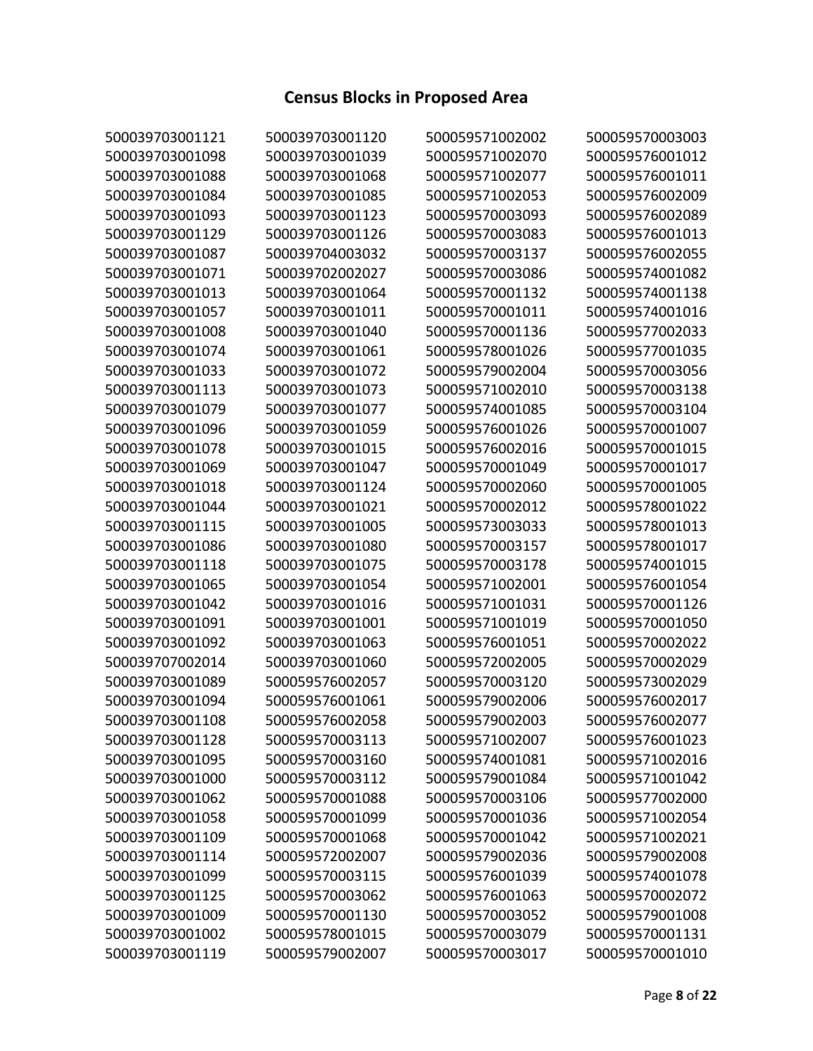## Census Blocks in Proposed Area

| | | | |
|---|---|---|---|
| 500039703001121 | 500039703001120 | 500059571002002 | 500059570003003 |
| 500039703001098 | 500039703001039 | 500059571002070 | 500059576001012 |
| 500039703001088 | 500039703001068 | 500059571002077 | 500059576001011 |
| 500039703001084 | 500039703001085 | 500059571002053 | 500059576002009 |
| 500039703001093 | 500039703001123 | 500059570003093 | 500059576002089 |
| 500039703001129 | 500039703001126 | 500059570003083 | 500059576001013 |
| 500039703001087 | 500039704003032 | 500059570003137 | 500059576002055 |
| 500039703001071 | 500039702002027 | 500059570003086 | 500059574001082 |
| 500039703001013 | 500039703001064 | 500059570001132 | 500059574001138 |
| 500039703001057 | 500039703001011 | 500059570001011 | 500059574001016 |
| 500039703001008 | 500039703001040 | 500059570001136 | 500059577002033 |
| 500039703001074 | 500039703001061 | 500059578001026 | 500059577001035 |
| 500039703001033 | 500039703001072 | 500059579002004 | 500059570003056 |
| 500039703001113 | 500039703001073 | 500059571002010 | 500059570003138 |
| 500039703001079 | 500039703001077 | 500059574001085 | 500059570003104 |
| 500039703001096 | 500039703001059 | 500059576001026 | 500059570001007 |
| 500039703001078 | 500039703001015 | 500059576002016 | 500059570001015 |
| 500039703001069 | 500039703001047 | 500059570001049 | 500059570001017 |
| 500039703001018 | 500039703001124 | 500059570002060 | 500059570001005 |
| 500039703001044 | 500039703001021 | 500059570002012 | 500059578001022 |
| 500039703001115 | 500039703001005 | 500059573003033 | 500059578001013 |
| 500039703001086 | 500039703001080 | 500059570003157 | 500059578001017 |
| 500039703001118 | 500039703001075 | 500059570003178 | 500059574001015 |
| 500039703001065 | 500039703001054 | 500059571002001 | 500059576001054 |
| 500039703001042 | 500039703001016 | 500059571001031 | 500059570001126 |
| 500039703001091 | 500039703001001 | 500059571001019 | 500059570001050 |
| 500039703001092 | 500039703001063 | 500059576001051 | 500059570002022 |
| 500039707002014 | 500039703001060 | 500059572002005 | 500059570002029 |
| 500039703001089 | 500059576002057 | 500059570003120 | 500059573002029 |
| 500039703001094 | 500059576001061 | 500059579002006 | 500059576002017 |
| 500039703001108 | 500059576002058 | 500059579002003 | 500059576002077 |
| 500039703001128 | 500059570003113 | 500059571002007 | 500059576001023 |
| 500039703001095 | 500059570003160 | 500059574001081 | 500059571002016 |
| 500039703001000 | 500059570003112 | 500059579001084 | 500059571001042 |
| 500039703001062 | 500059570001088 | 500059570003106 | 500059577002000 |
| 500039703001058 | 500059570001099 | 500059570001036 | 500059571002054 |
| 500039703001109 | 500059570001068 | 500059570001042 | 500059571002021 |
| 500039703001114 | 500059572002007 | 500059579002036 | 500059579002008 |
| 500039703001099 | 500059570003115 | 500059576001039 | 500059574001078 |
| 500039703001125 | 500059570003062 | 500059576001063 | 500059570002072 |
| 500039703001009 | 500059570001130 | 500059570003052 | 500059579001008 |
| 500039703001002 | 500059578001015 | 500059570003079 | 500059570001131 |
| 500039703001119 | 500059579002007 | 500059570003017 | 500059570001010 |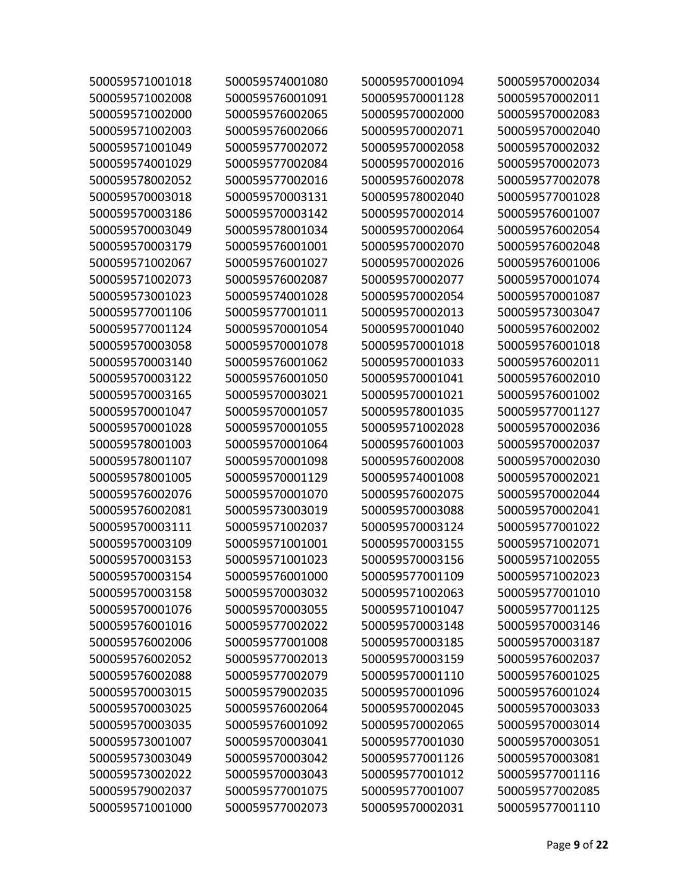500059571001018
500059571002008
500059571002000
500059571002003
500059571001049
500059574001029
500059578002052
500059570003018
500059570003186
500059570003049
500059570003179
500059571002067
500059571002073
500059573001023
500059577001106
500059577001124
500059570003058
500059570003140
500059570003122
500059570003165
500059570001047
500059570001028
500059578001003
500059578001107
500059578001005
500059576002076
500059576002081
500059570003111
500059570003109
500059570003153
500059570003154
500059570003158
500059570001076
500059576001016
500059576002006
500059576002052
500059576002088
500059570003015
500059570003025
500059570003035
500059573001007
500059573003049
500059573002022
500059579002037
500059571001000
500059574001080
500059576001091
500059576002065
500059576002066
500059577002072
500059577002084
500059577002016
500059570003131
500059570003142
500059578001034
500059576001001
500059576001027
500059576002087
500059574001028
500059577001011
500059570001054
500059570001078
500059576001062
500059576001050
500059570003021
500059570001057
500059570001055
500059570001064
500059570001098
500059570001129
500059570001070
500059573003019
500059571002037
500059571001001
500059571001023
500059576001000
500059570003032
500059570003055
500059577002022
500059577001008
500059577002013
500059577002079
500059579002035
500059576002064
500059576001092
500059570003041
500059570003042
500059570003043
500059577001075
500059577002073
500059570001094
500059570001128
500059570002000
500059570002071
500059570002058
500059570002016
500059576002078
500059578002040
500059570002014
500059570002064
500059570002070
500059570002026
500059570002077
500059570002054
500059570002013
500059570001040
500059570001018
500059570001033
500059570001041
500059570001021
500059578001035
500059571002028
500059576001003
500059576002008
500059574001008
500059576002075
500059570003088
500059570003124
500059570003155
500059570003156
500059577001109
500059571002063
500059571001047
500059570003148
500059570003185
500059570003159
500059570001110
500059570001096
500059570002045
500059570002065
500059577001030
500059577001126
500059577001012
500059577001007
500059570002031
500059570002034
500059570002011
500059570002083
500059570002040
500059570002032
500059570002073
500059577002078
500059577001028
500059576001007
500059576002054
500059576002048
500059576001006
500059570001074
500059570001087
500059573003047
500059576002002
500059576001018
500059576002011
500059576002010
500059576001002
500059577001127
500059570002036
500059570002037
500059570002030
500059570002021
500059570002044
500059570002041
500059577001022
500059571002071
500059571002055
500059571002023
500059577001010
500059577001125
500059570003146
500059570003187
500059576002037
500059576001025
500059576001024
500059570003033
500059570003014
500059570003051
500059570003081
500059577001116
500059577002085
500059577001110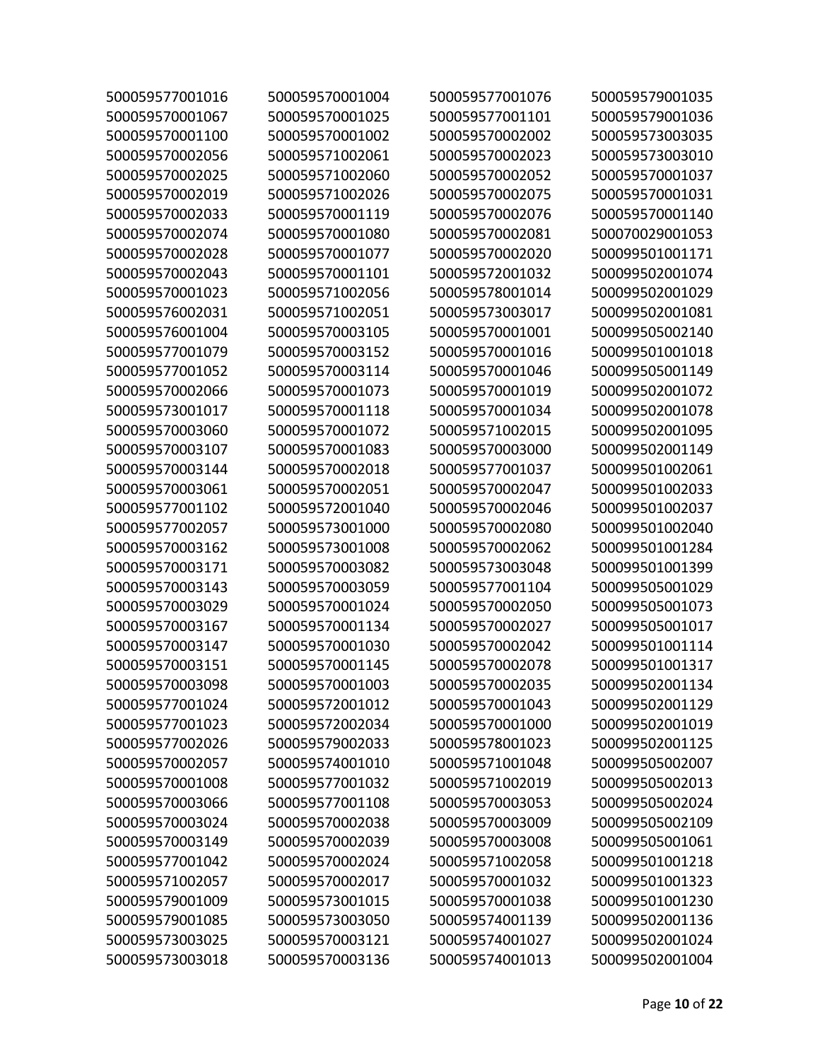500059577001016
500059570001067
500059570001100
500059570002056
500059570002025
500059570002019
500059570002033
500059570002074
500059570002028
500059570002043
500059570001023
500059576002031
500059576001004
500059577001079
500059577001052
500059570002066
500059573001017
500059570003060
500059570003107
500059570003144
500059570003061
500059577001102
500059577002057
500059570003162
500059570003171
500059570003143
500059570003029
500059570003167
500059570003147
500059570003151
500059570003098
500059577001024
500059577001023
500059577002026
500059570002057
500059570001008
500059570003066
500059570003024
500059570003149
500059577001042
500059571002057
500059579001009
500059579001085
500059573003025
500059573003018
500059570001004
500059570001025
500059570001002
500059571002061
500059571002060
500059571002026
500059570001119
500059570001080
500059570001077
500059570001101
500059571002056
500059571002051
500059570003105
500059570003152
500059570003114
500059570001073
500059570001118
500059570001072
500059570001083
500059570002018
500059570002051
500059572001040
500059573001000
500059573001008
500059570003082
500059570003059
500059570001024
500059570001134
500059570001030
500059570001145
500059570001003
500059572001012
500059572002034
500059579002033
500059574001010
500059577001032
500059577001108
500059570002038
500059570002039
500059570002024
500059570002017
500059573001015
500059573003050
500059570003121
500059570003136
500059577001076
500059577001101
500059570002002
500059570002023
500059570002052
500059570002075
500059570002076
500059570002081
500059570002020
500059572001032
500059578001014
500059573003017
500059570001001
500059570001016
500059570001046
500059570001019
500059570001034
500059571002015
500059570003000
500059577001037
500059570002047
500059570002046
500059570002080
500059570002062
500059573003048
500059577001104
500059570002050
500059570002027
500059570002042
500059570002078
500059570002035
500059570001043
500059570001000
500059578001023
500059571001048
500059571002019
500059570003053
500059570003009
500059570003008
500059571002058
500059570001032
500059570001038
500059574001139
500059574001027
500059574001013
500059579001035
500059579001036
500059573003035
500059573003010
500059570001037
500059570001031
500059570001140
500070029001053
500099501001171
500099502001074
500099502001029
500099502001081
500099505002140
500099501001018
500099505001149
500099502001072
500099502001078
500099502001095
500099502001149
500099501002061
500099501002033
500099501002037
500099501002040
500099501001284
500099501001399
500099505001029
500099505001073
500099505001017
500099501001114
500099501001317
500099502001134
500099502001129
500099502001019
500099502001125
500099505002007
500099505002013
500099505002024
500099505002109
500099505001061
500099501001218
500099501001323
500099501001230
500099502001136
500099502001024
500099502001004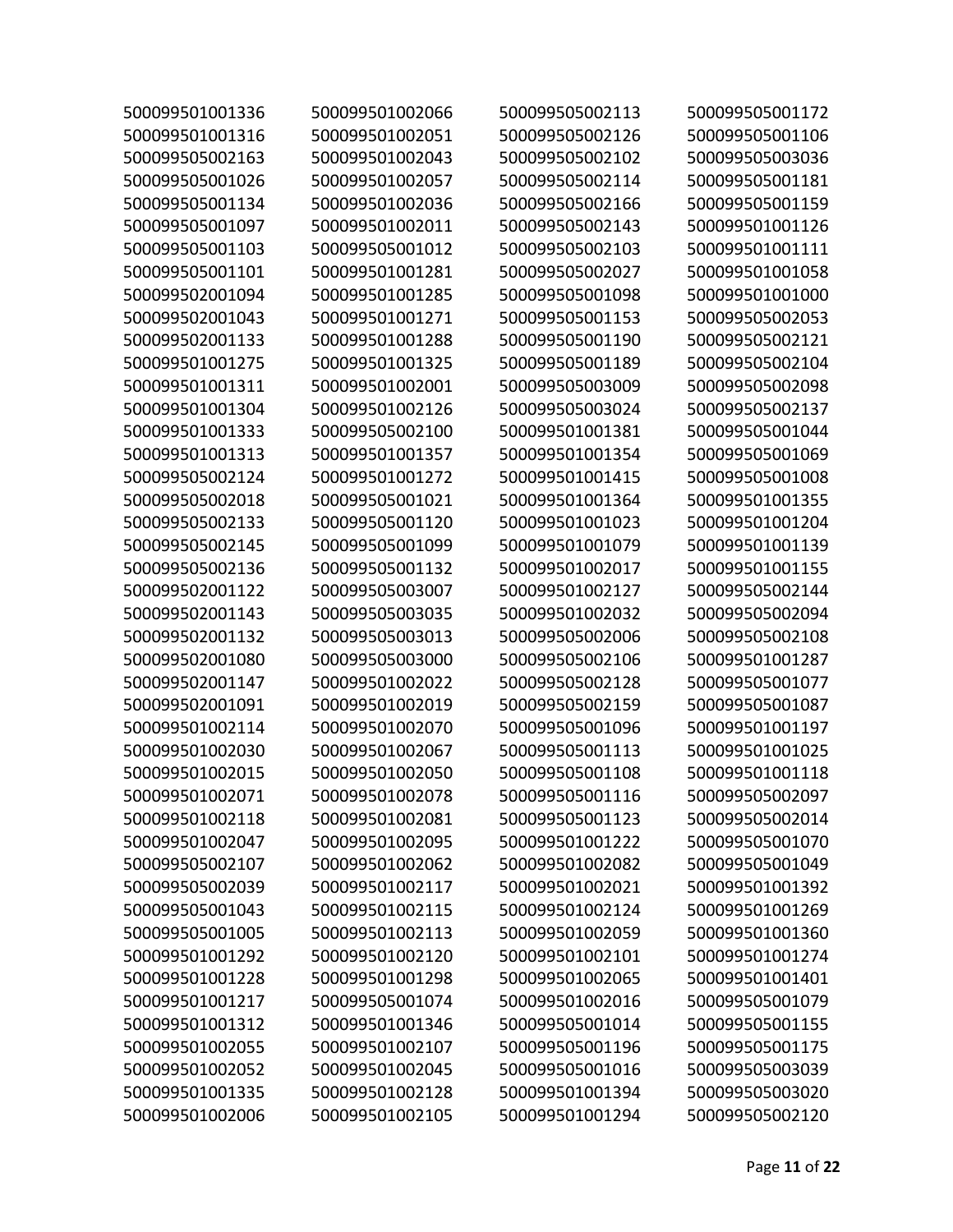500099501001336
500099501001316
500099505002163
500099505001026
500099505001134
500099505001097
500099505001103
500099505001101
500099502001094
500099502001043
500099502001133
500099501001275
500099501001311
500099501001304
500099501001333
500099501001313
500099505002124
500099505002018
500099505002133
500099505002145
500099505002136
500099502001122
500099502001143
500099502001132
500099502001080
500099502001147
500099502001091
500099501002114
500099501002030
500099501002015
500099501002071
500099501002118
500099501002047
500099505002107
500099505002039
500099505001043
500099505001005
500099501001292
500099501001228
500099501001217
500099501001312
500099501002055
500099501002052
500099501001335
500099501002006
500099501002066
500099501002051
500099501002043
500099501002057
500099501002036
500099501002011
500099505001012
500099501001281
500099501001285
500099501001271
500099501001288
500099501001325
500099501002001
500099501002126
500099505002100
500099501001357
500099501001272
500099505001021
500099505001120
500099505001099
500099505001132
500099505003007
500099505003035
500099505003013
500099505003000
500099501002022
500099501002019
500099501002070
500099501002067
500099501002050
500099501002078
500099501002081
500099501002095
500099501002062
500099501002117
500099501002115
500099501002113
500099501002120
500099501001298
500099505001074
500099501001346
500099501002107
500099501002045
500099501002128
500099501002105
500099505002113
500099505002126
500099505002102
500099505002114
500099505002166
500099505002143
500099505002103
500099505002027
500099505001098
500099505001153
500099505001190
500099505001189
500099505003009
500099505003024
500099501001381
500099501001354
500099501001415
500099501001364
500099501001023
500099501001079
500099501002017
500099501002127
500099501002032
500099505002006
500099505002106
500099505002128
500099505002159
500099505001096
500099505001113
500099505001108
500099505001116
500099505001123
500099501001222
500099501002082
500099501002021
500099501002124
500099501002059
500099501002101
500099501002065
500099501002016
500099505001014
500099505001196
500099505001016
500099501001394
500099501001294
500099505001172
500099505001106
500099505003036
500099505001181
500099505001159
500099501001126
500099501001111
500099501001058
500099501001000
500099505002053
500099505002121
500099505002104
500099505002098
500099505002137
500099505001044
500099505001069
500099505001008
500099501001355
500099501001204
500099501001139
500099501001155
500099505002144
500099505002094
500099505002108
500099501001287
500099505001077
500099505001087
500099501001197
500099501001025
500099501001118
500099505002097
500099505002014
500099505001070
500099505001049
500099501001392
500099501001269
500099501001360
500099501001274
500099501001401
500099505001079
500099505001155
500099505001175
500099505003039
500099505003020
500099505002120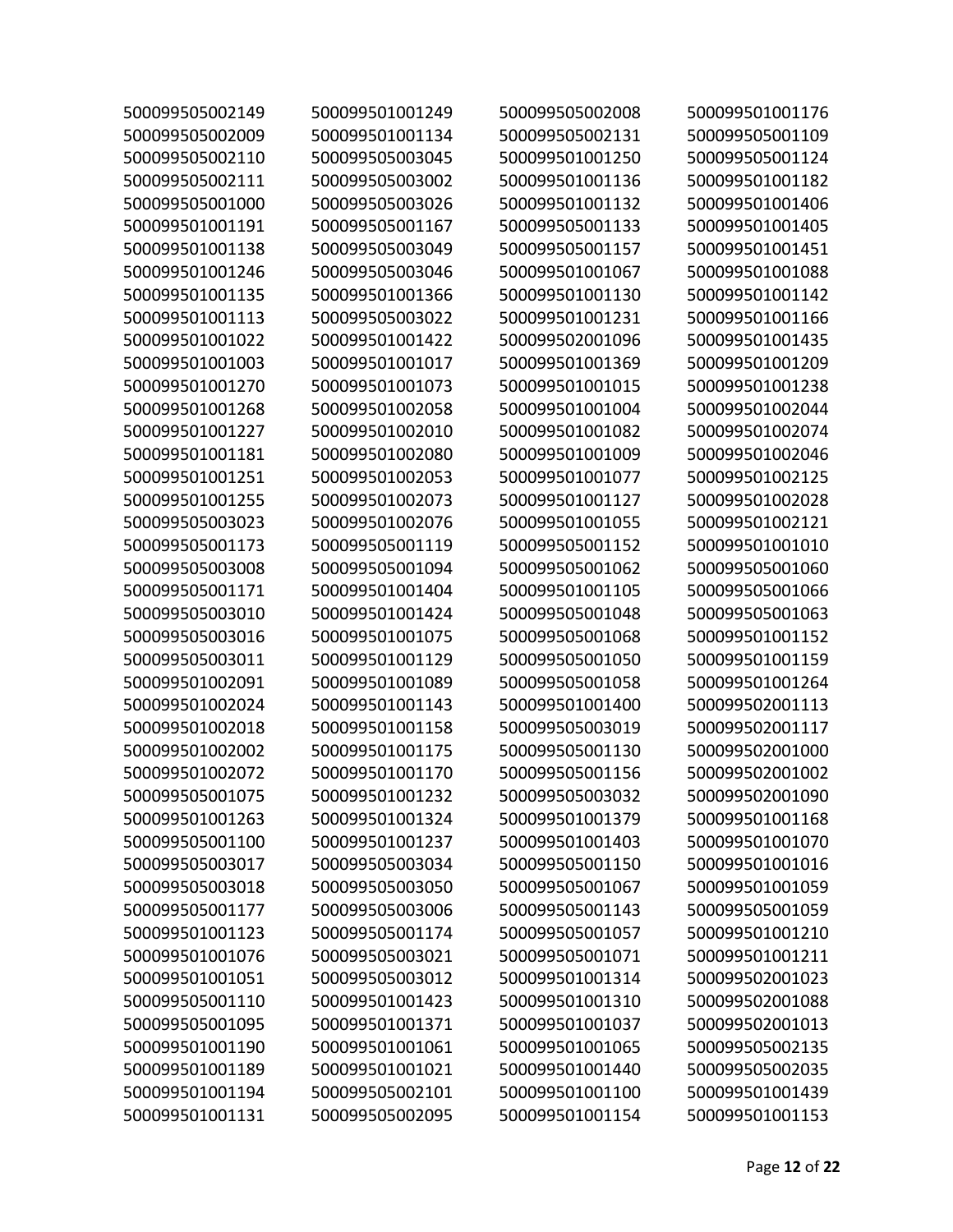500099505002149
500099505002009
500099505002110
500099505002111
500099505001000
500099501001191
500099501001138
500099501001246
500099501001135
500099501001113
500099501001022
500099501001003
500099501001270
500099501001268
500099501001227
500099501001181
500099501001251
500099501001255
500099505003023
500099505001173
500099505003008
500099505001171
500099505003010
500099505003016
500099505003011
500099501002091
500099501002024
500099501002018
500099501002002
500099501002072
500099505001075
500099501001263
500099505001100
500099505003017
500099505003018
500099505001177
500099501001123
500099501001076
500099501001051
500099505001110
500099505001095
500099501001190
500099501001189
500099501001194
500099501001131
500099501001249
500099501001134
500099505003045
500099505003002
500099505003026
500099505001167
500099505003049
500099505003046
500099501001366
500099505003022
500099501001422
500099501001017
500099501001073
500099501002058
500099501002010
500099501002080
500099501002053
500099501002073
500099501002076
500099505001119
500099505001094
500099501001404
500099501001424
500099501001075
500099501001129
500099501001089
500099501001143
500099501001158
500099501001175
500099501001170
500099501001232
500099501001324
500099501001237
500099505003034
500099505003050
500099505003006
500099505001174
500099505003021
500099505003012
500099501001423
500099501001371
500099501001061
500099501001021
500099505002101
500099505002095
500099505002008
500099505002131
500099501001250
500099501001136
500099501001132
500099505001133
500099505001157
500099501001067
500099501001130
500099501001231
500099502001096
500099501001369
500099501001015
500099501001004
500099501001082
500099501001009
500099501001077
500099501001127
500099501001055
500099505001152
500099505001062
500099501001105
500099505001048
500099505001068
500099505001050
500099505001058
500099501001400
500099505003019
500099505001130
500099505001156
500099505003032
500099501001379
500099501001403
500099505001150
500099505001067
500099505001143
500099505001057
500099505001071
500099501001314
500099501001310
500099501001037
500099501001065
500099501001440
500099501001100
500099501001154
500099501001176
500099505001109
500099505001124
500099501001182
500099501001406
500099501001405
500099501001451
500099501001088
500099501001142
500099501001166
500099501001435
500099501001209
500099501001238
500099501002044
500099501002074
500099501002046
500099501002125
500099501002028
500099501002121
500099501001010
500099505001060
500099505001066
500099505001063
500099501001152
500099501001159
500099501001264
500099502001113
500099502001117
500099502001000
500099502001002
500099502001090
500099501001168
500099501001070
500099501001016
500099501001059
500099505001059
500099501001210
500099501001211
500099502001023
500099502001088
500099502001013
500099505002135
500099505002035
500099501001439
500099501001153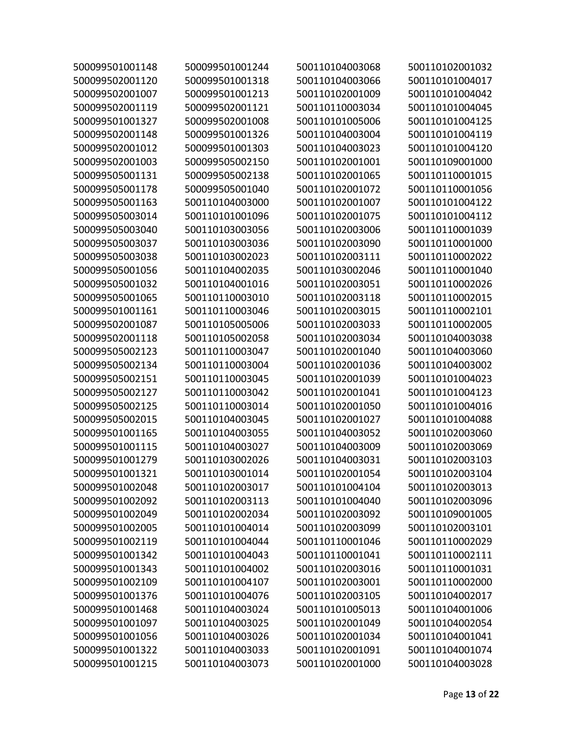500099501001148
500099502001120
500099502001007
500099502001119
500099501001327
500099502001148
500099502001012
500099502001003
500099505001131
500099505001178
500099505001163
500099505003014
500099505003040
500099505003037
500099505003038
500099505001056
500099505001032
500099505001065
500099501001161
500099502001087
500099502001118
500099505002123
500099505002134
500099505002151
500099505002127
500099505002125
500099505002015
500099501001165
500099501001115
500099501001279
500099501001321
500099501002048
500099501002092
500099501002049
500099501002005
500099501002119
500099501001342
500099501001343
500099501002109
500099501001376
500099501001468
500099501001097
500099501001056
500099501001322
500099501001215
500099501001244
500099501001318
500099501001213
500099502001121
500099502001008
500099501001326
500099501001303
500099505002150
500099505002138
500099505001040
500110104003000
500110101001096
500110103003056
500110103003036
500110103002023
500110104002035
500110104001016
500110110003010
500110110003046
500110105005006
500110105002058
500110110003047
500110110003004
500110110003045
500110110003042
500110110003014
500110104003045
500110104003055
500110104003027
500110103002026
500110103001014
500110102003017
500110102003113
500110102002034
500110101004014
500110101004044
500110101004043
500110101004002
500110101004107
500110101004076
500110104003024
500110104003025
500110104003026
500110104003033
500110104003073
500110104003068
500110104003066
500110102001009
500110110003034
500110101005006
500110104003004
500110104003023
500110102001001
500110102001065
500110102001072
500110102001007
500110102001075
500110102003006
500110102003090
500110102003111
500110103002046
500110102003051
500110102003118
500110102003015
500110102003033
500110102003034
500110102001040
500110102001036
500110102001039
500110102001041
500110102001050
500110102001027
500110104003052
500110104003009
500110104003031
500110102001054
500110101004104
500110101004040
500110102003092
500110102003099
500110110001046
500110110001041
500110102003016
500110102003001
500110102003105
500110101005013
500110102001049
500110102001034
500110102001091
500110102001000
500110102001032
500110101004017
500110101004042
500110101004045
500110101004125
500110101004119
500110101004120
500110109001000
500110110001015
500110110001056
500110101004122
500110101004112
500110110001039
500110110001000
500110110002022
500110110001040
500110110002026
500110110002015
500110110002101
500110110002005
500110104003038
500110104003060
500110104003002
500110101004023
500110101004123
500110101004016
500110101004088
500110102003060
500110102003069
500110102003103
500110102003104
500110102003013
500110102003096
500110109001005
500110102003101
500110110002029
500110110002111
500110110001031
500110110002000
500110104002017
500110104001006
500110104002054
500110104001041
500110104001074
500110104003028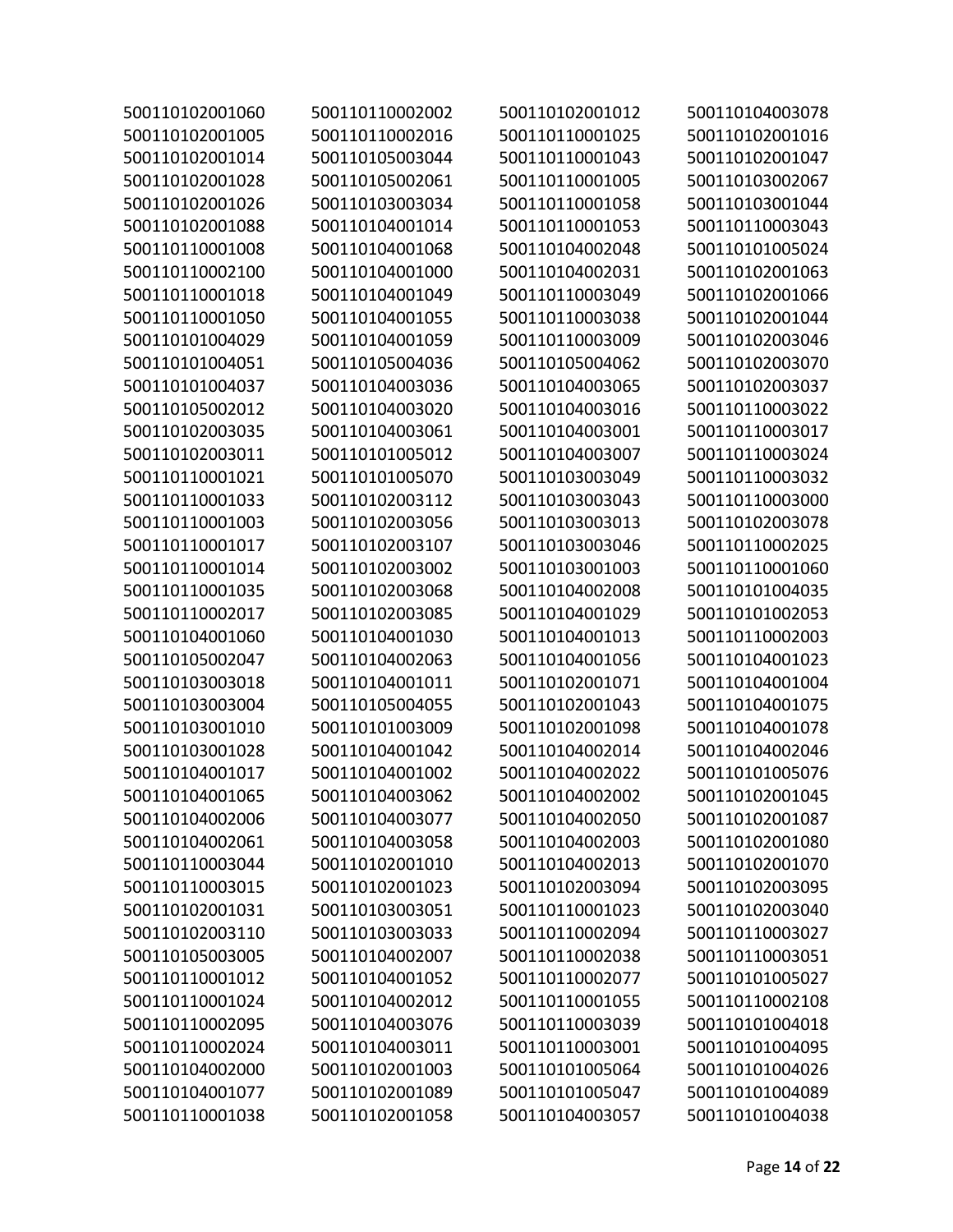500110102001060
500110102001005
500110102001014
500110102001028
500110102001026
500110102001088
500110110001008
500110110002100
500110110001018
500110110001050
500110101004029
500110101004051
500110101004037
500110105002012
500110102003035
500110102003011
500110110001021
500110110001033
500110110001003
500110110001017
500110110001014
500110110001035
500110110002017
500110104001060
500110105002047
500110103003018
500110103003004
500110103001010
500110103001028
500110104001017
500110104001065
500110104002006
500110104002061
500110110003044
500110110003015
500110102001031
500110102003110
500110105003005
500110110001012
500110110001024
500110110002095
500110110002024
500110104002000
500110104001077
500110110001038
500110110002002
500110110002016
500110105003044
500110105002061
500110103003034
500110104001014
500110104001068
500110104001000
500110104001049
500110104001055
500110104001059
500110105004036
500110104003036
500110104003020
500110104003061
500110101005012
500110101005070
500110102003112
500110102003056
500110102003107
500110102003002
500110102003068
500110102003085
500110104001030
500110104002063
500110104001011
500110105004055
500110101003009
500110104001042
500110104001002
500110104003062
500110104003077
500110104003058
500110102001010
500110102001023
500110103003051
500110103003033
500110104002007
500110104001052
500110104002012
500110104003076
500110104003011
500110102001003
500110102001089
500110102001058
500110102001012
500110110001025
500110110001043
500110110001005
500110110001058
500110110001053
500110104002048
500110104002031
500110110003049
500110110003038
500110110003009
500110105004062
500110104003065
500110104003016
500110104003001
500110104003007
500110103003049
500110103003043
500110103003013
500110103003046
500110103001003
500110104002008
500110104001029
500110104001013
500110104001056
500110102001071
500110102001043
500110102001098
500110104002014
500110104002022
500110104002002
500110104002050
500110104002003
500110104002013
500110102003094
500110110001023
500110110002094
500110110002038
500110110002077
500110110001055
500110110003039
500110110003001
500110101005064
500110101005047
500110104003057
500110104003078
500110102001016
500110102001047
500110103002067
500110103001044
500110110003043
500110101005024
500110102001063
500110102001066
500110102001044
500110102003046
500110102003070
500110102003037
500110110003022
500110110003017
500110110003024
500110110003032
500110110003000
500110102003078
500110110002025
500110110001060
500110101004035
500110101002053
500110110002003
500110104001023
500110104001004
500110104001075
500110104001078
500110104002046
500110101005076
500110102001045
500110102001087
500110102001080
500110102001070
500110102003095
500110102003040
500110110003027
500110110003051
500110101005027
500110110002108
500110101004018
500110101004095
500110101004026
500110101004089
500110101004038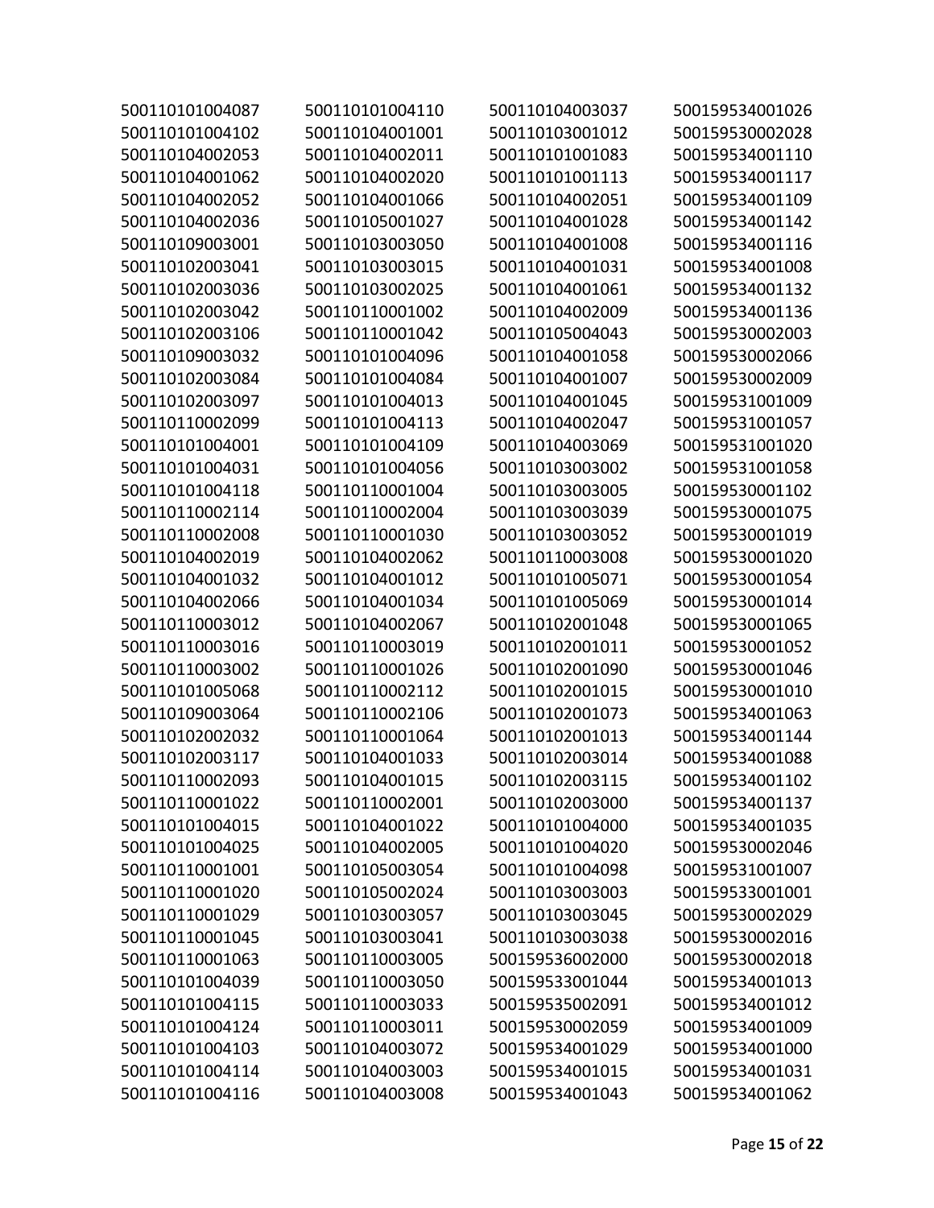500110101004087
500110101004102
500110104002053
500110104001062
500110104002052
500110104002036
500110109003001
500110102003041
500110102003036
500110102003042
500110102003106
500110109003032
500110102003084
500110102003097
500110110002099
500110101004001
500110101004031
500110101004118
500110110002114
500110110002008
500110104002019
500110104001032
500110104002066
500110110003012
500110110003016
500110110003002
500110101005068
500110109003064
500110102002032
500110102003117
500110110002093
500110110001022
500110101004015
500110101004025
500110110001001
500110110001020
500110110001029
500110110001045
500110110001063
500110101004039
500110101004115
500110101004124
500110101004103
500110101004114
500110101004116
500110101004110
500110104001001
500110104002011
500110104002020
500110104001066
500110105001027
500110103003050
500110103003015
500110103002025
500110110001002
500110110001042
500110101004096
500110101004084
500110101004013
500110101004113
500110101004109
500110101004056
500110110001004
500110110002004
500110110001030
500110104002062
500110104001012
500110104001034
500110104002067
500110110003019
500110110001026
500110110002112
500110110002106
500110110001064
500110104001033
500110104001015
500110110002001
500110104001022
500110104002005
500110105003054
500110105002024
500110103003057
500110103003041
500110110003005
500110110003050
500110110003033
500110110003011
500110104003072
500110104003003
500110104003008
500110104003037
500110103001012
500110101001083
500110101001113
500110104002051
500110104001028
500110104001008
500110104001031
500110104001061
500110104002009
500110105004043
500110104001058
500110104001007
500110104001045
500110104002047
500110104003069
500110103003002
500110103003005
500110103003039
500110103003052
500110110003008
500110101005071
500110101005069
500110102001048
500110102001011
500110102001090
500110102001015
500110102001073
500110102001013
500110102003014
500110102003115
500110102003000
500110101004000
500110101004020
500110101004098
500110103003003
500110103003045
500110103003038
500159536002000
500159533001044
500159535002091
500159530002059
500159534001029
500159534001015
500159534001043
500159534001026
500159530002028
500159534001110
500159534001117
500159534001109
500159534001142
500159534001116
500159534001008
500159534001132
500159534001136
500159530002003
500159530002066
500159530002009
500159531001009
500159531001057
500159531001020
500159531001058
500159530001102
500159530001075
500159530001019
500159530001020
500159530001054
500159530001014
500159530001065
500159530001052
500159530001046
500159530001010
500159534001063
500159534001144
500159534001088
500159534001102
500159534001137
500159534001035
500159530002046
500159531001007
500159533001001
500159530002029
500159530002016
500159530002018
500159534001013
500159534001012
500159534001009
500159534001000
500159534001031
500159534001062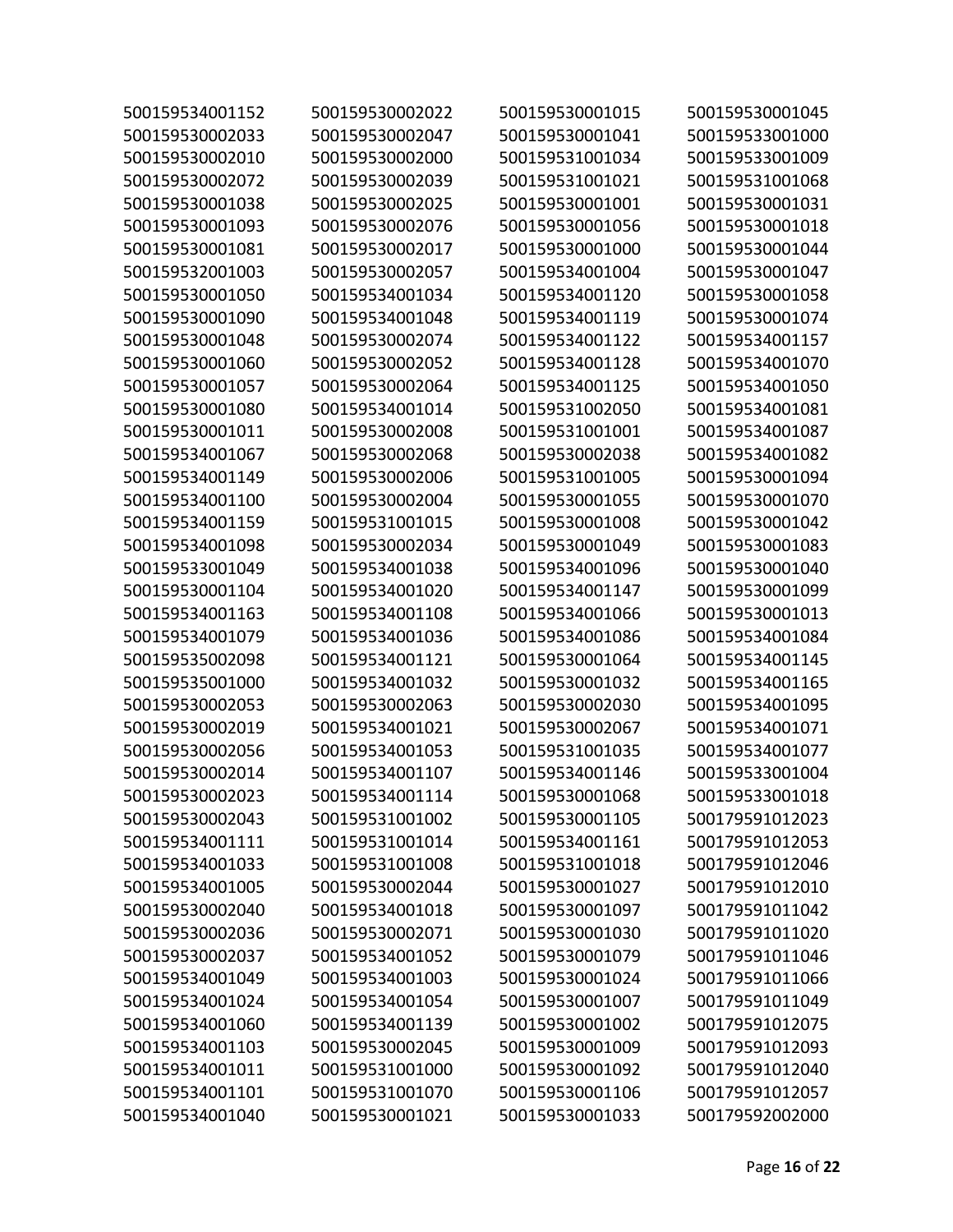500159534001152
500159530002033
500159530002010
500159530002072
500159530001038
500159530001093
500159530001081
500159532001003
500159530001050
500159530001090
500159530001048
500159530001060
500159530001057
500159530001080
500159530001011
500159534001067
500159534001149
500159534001100
500159534001159
500159534001098
500159533001049
500159530001104
500159534001163
500159534001079
500159535002098
500159535001000
500159530002053
500159530002019
500159530002056
500159530002014
500159530002023
500159530002043
500159534001111
500159534001033
500159534001005
500159530002040
500159530002036
500159530002037
500159534001049
500159534001024
500159534001060
500159534001103
500159534001011
500159534001101
500159534001040
500159530002022
500159530002047
500159530002000
500159530002039
500159530002025
500159530002076
500159530002017
500159530002057
500159534001034
500159534001048
500159530002074
500159530002052
500159530002064
500159534001014
500159530002008
500159530002068
500159530002006
500159530002004
500159531001015
500159530002034
500159534001038
500159534001020
500159534001108
500159534001036
500159534001121
500159534001032
500159530002063
500159534001021
500159534001053
500159534001107
500159534001114
500159531001002
500159531001014
500159531001008
500159530002044
500159534001018
500159530002071
500159534001052
500159534001003
500159534001054
500159534001139
500159530002045
500159531001000
500159531001070
500159530001021
500159530001015
500159530001041
500159531001034
500159531001021
500159530001001
500159530001056
500159530001000
500159534001004
500159534001120
500159534001119
500159534001122
500159534001128
500159534001125
500159531002050
500159531001001
500159530002038
500159531001005
500159530001055
500159530001008
500159530001049
500159534001096
500159534001147
500159534001066
500159534001086
500159530001064
500159530001032
500159530002030
500159530002067
500159531001035
500159534001146
500159530001068
500159530001105
500159534001161
500159531001018
500159530001027
500159530001097
500159530001030
500159530001079
500159530001024
500159530001007
500159530001002
500159530001009
500159530001092
500159530001106
500159530001033
500159530001045
500159533001000
500159533001009
500159531001068
500159530001031
500159530001018
500159530001044
500159530001047
500159530001058
500159530001074
500159534001157
500159534001070
500159534001050
500159534001081
500159534001087
500159534001082
500159530001094
500159530001070
500159530001042
500159530001083
500159530001040
500159530001099
500159530001013
500159534001084
500159534001145
500159534001165
500159534001095
500159534001071
500159534001077
500159533001004
500159533001018
500179591012023
500179591012053
500179591012046
500179591012010
500179591011042
500179591011020
500179591011046
500179591011066
500179591011049
500179591012075
500179591012093
500179591012040
500179591012057
500179592002000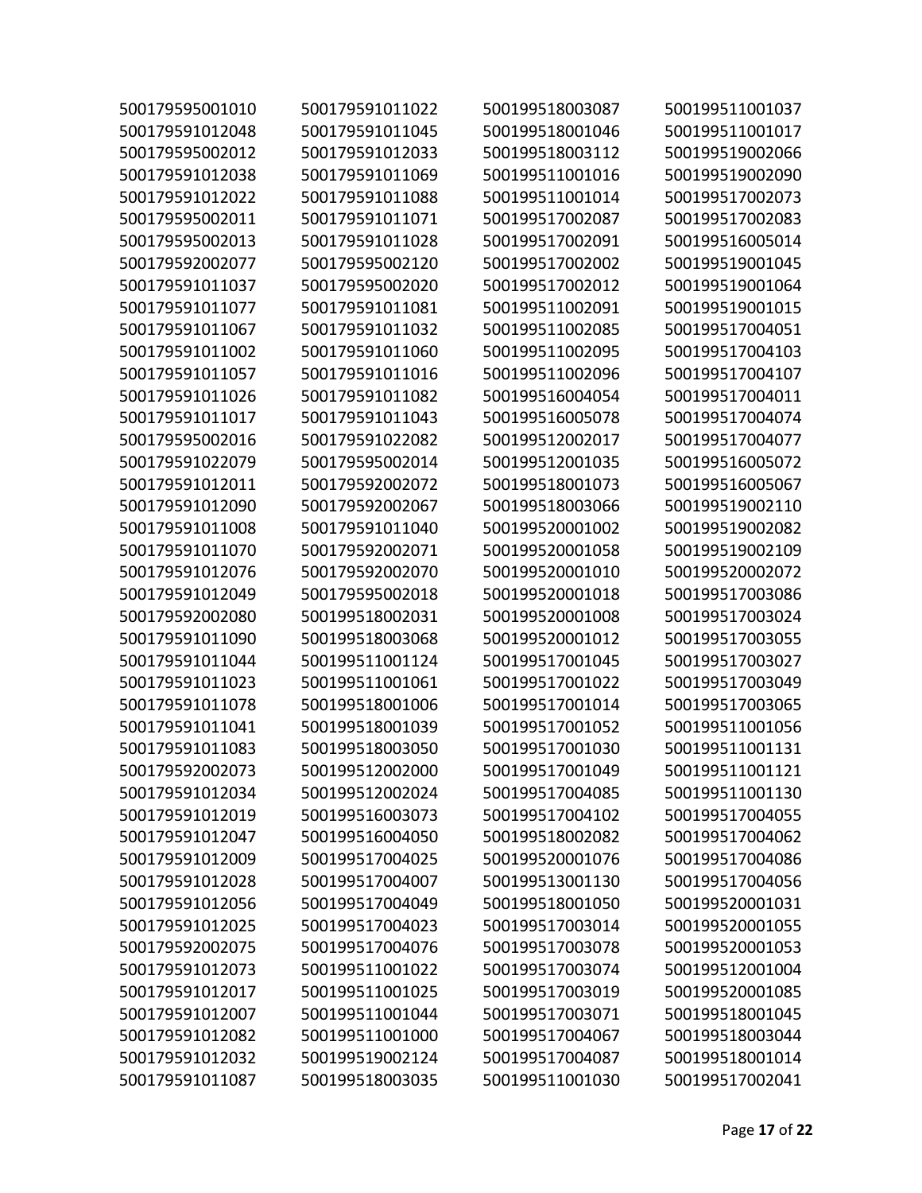500179595001010
500179591012048
500179595002012
500179591012038
500179591012022
500179595002011
500179595002013
500179592002077
500179591011037
500179591011077
500179591011067
500179591011002
500179591011057
500179591011026
500179591011017
500179595002016
500179591022079
500179591012011
500179591012090
500179591011008
500179591011070
500179591012076
500179591012049
500179592002080
500179591011090
500179591011044
500179591011023
500179591011078
500179591011041
500179591011083
500179592002073
500179591012034
500179591012019
500179591012047
500179591012009
500179591012028
500179591012056
500179591012025
500179592002075
500179591012073
500179591012017
500179591012007
500179591012082
500179591012032
500179591011087
500179591011022
500179591011045
500179591012033
500179591011069
500179591011088
500179591011071
500179591011028
500179595002120
500179595002020
500179591011081
500179591011032
500179591011060
500179591011016
500179591011082
500179591011043
500179591022082
500179595002014
500179592002072
500179592002067
500179591011040
500179592002071
500179592002070
500179595002018
500199518002031
500199518003068
500199511001124
500199511001061
500199518001006
500199518001039
500199518003050
500199512002000
500199512002024
500199516003073
500199516004050
500199517004025
500199517004007
500199517004049
500199517004023
500199517004076
500199511001022
500199511001025
500199511001044
500199511001000
500199519002124
500199518003035
500199518003087
500199518001046
500199518003112
500199511001016
500199511001014
500199517002087
500199517002091
500199517002002
500199517002012
500199511002091
500199511002085
500199511002095
500199511002096
500199516004054
500199516005078
500199512002017
500199512001035
500199518001073
500199518003066
500199520001002
500199520001058
500199520001010
500199520001018
500199520001008
500199520001012
500199517001045
500199517001022
500199517001014
500199517001052
500199517001030
500199517001049
500199517004085
500199517004102
500199518002082
500199520001076
500199513001130
500199518001050
500199517003014
500199517003078
500199517003074
500199517003019
500199517003071
500199517004067
500199517004087
500199511001030
500199511001037
500199511001017
500199519002066
500199519002090
500199517002073
500199517002083
500199516005014
500199519001045
500199519001064
500199519001015
500199517004051
500199517004103
500199517004107
500199517004011
500199517004074
500199517004077
500199516005072
500199516005067
500199519002110
500199519002082
500199519002109
500199520002072
500199517003086
500199517003024
500199517003055
500199517003027
500199517003049
500199517003065
500199511001056
500199511001131
500199511001121
500199511001130
500199517004055
500199517004062
500199517004086
500199517004056
500199520001031
500199520001055
500199520001053
500199512001004
500199520001085
500199518001045
500199518003044
500199518001014
500199517002041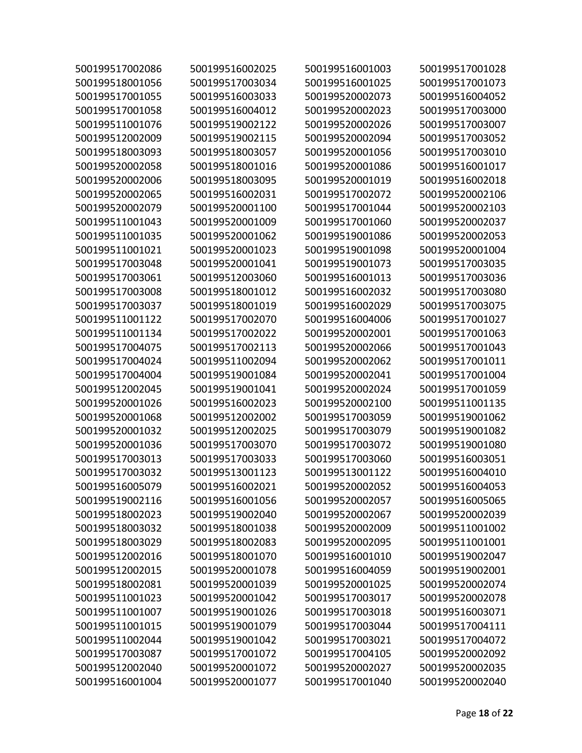500199517002086
500199518001056
500199517001055
500199517001058
500199511001076
500199512002009
500199518003093
500199520002058
500199520002006
500199520002065
500199520002079
500199511001043
500199511001035
500199511001021
500199517003048
500199517003061
500199517003008
500199517003037
500199511001122
500199511001134
500199517004075
500199517004024
500199517004004
500199512002045
500199520001026
500199520001068
500199520001032
500199520001036
500199517003013
500199517003032
500199516005079
500199519002116
500199518002023
500199518003032
500199518003029
500199512002016
500199512002015
500199518002081
500199511001023
500199511001007
500199511001015
500199511002044
500199517003087
500199512002040
500199516001004
500199516002025
500199517003034
500199516003033
500199516004012
500199519002122
500199519002115
500199518003057
500199518001016
500199518003095
500199516002031
500199520001100
500199520001009
500199520001062
500199520001023
500199520001041
500199512003060
500199518001012
500199518001019
500199517002070
500199517002022
500199517002113
500199511002094
500199519001084
500199519001041
500199516002023
500199512002002
500199512002025
500199517003070
500199517003033
500199513001123
500199516002021
500199516001056
500199519002040
500199518001038
500199518002083
500199518001070
500199520001078
500199520001039
500199520001042
500199519001026
500199519001079
500199519001042
500199517001072
500199520001072
500199520001077
500199516001003
500199516001025
500199520002073
500199520002023
500199520002026
500199520002094
500199520001056
500199520001086
500199520001019
500199517002072
500199517001044
500199517001060
500199519001086
500199519001098
500199519001073
500199516001013
500199516002032
500199516002029
500199516004006
500199520002001
500199520002066
500199520002062
500199520002041
500199520002024
500199520002100
500199517003059
500199517003079
500199517003072
500199517003060
500199513001122
500199520002052
500199520002057
500199520002067
500199520002009
500199520002095
500199516001010
500199516004059
500199520001025
500199517003017
500199517003018
500199517003044
500199517003021
500199517004105
500199520002027
500199517001040
500199517001028
500199517001073
500199516004052
500199517003000
500199517003007
500199517003052
500199517003010
500199516001017
500199516002018
500199520002106
500199520002103
500199520002037
500199520002053
500199520001004
500199517003035
500199517003036
500199517003080
500199517003075
500199517001027
500199517001063
500199517001043
500199517001011
500199517001004
500199517001059
500199511001135
500199519001062
500199519001082
500199519001080
500199516003051
500199516004010
500199516004053
500199516005065
500199520002039
500199511001002
500199511001001
500199519002047
500199519002001
500199520002074
500199520002078
500199516003071
500199517004111
500199517004072
500199520002092
500199520002035
500199520002040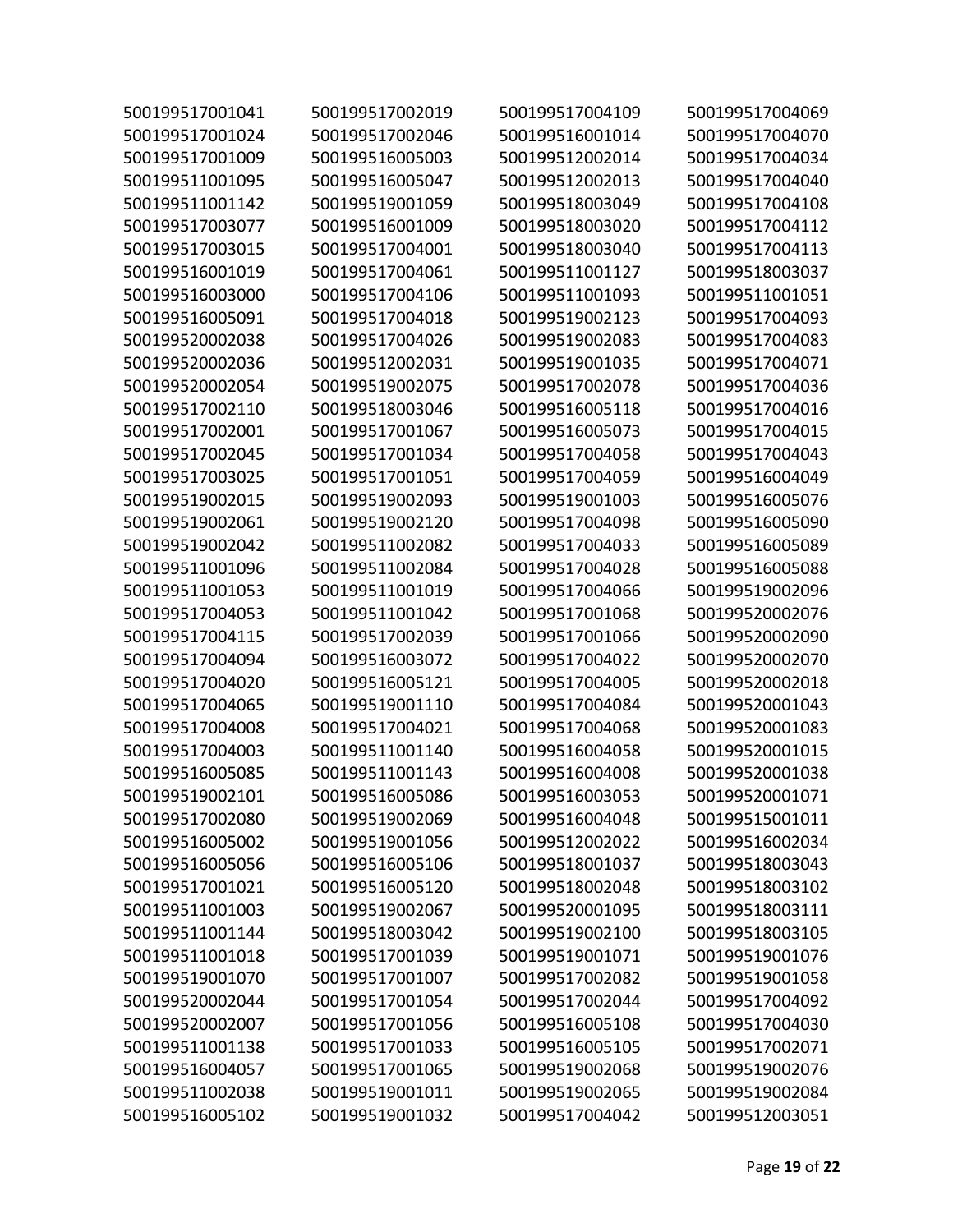500199517001041
500199517001024
500199517001009
500199511001095
500199511001142
500199517003077
500199517003015
500199516001019
500199516003000
500199516005091
500199520002038
500199520002036
500199520002054
500199517002110
500199517002001
500199517002045
500199517003025
500199519002015
500199519002061
500199519002042
500199511001096
500199511001053
500199517004053
500199517004115
500199517004094
500199517004020
500199517004065
500199517004008
500199517004003
500199516005085
500199519002101
500199517002080
500199516005002
500199516005056
500199517001021
500199511001003
500199511001144
500199511001018
500199519001070
500199520002044
500199520002007
500199511001138
500199516004057
500199511002038
500199516005102
500199517002019
500199517002046
500199516005003
500199516005047
500199519001059
500199516001009
500199517004001
500199517004061
500199517004106
500199517004018
500199517004026
500199512002031
500199519002075
500199518003046
500199517001067
500199517001034
500199517001051
500199519002093
500199519002120
500199511002082
500199511002084
500199511001019
500199511001042
500199517002039
500199516003072
500199516005121
500199519001110
500199517004021
500199511001140
500199511001143
500199516005086
500199519002069
500199519001056
500199516005106
500199516005120
500199519002067
500199518003042
500199517001039
500199517001007
500199517001054
500199517001056
500199517001033
500199517001065
500199519001011
500199519001032
500199517004109
500199516001014
500199512002014
500199512002013
500199518003049
500199518003020
500199518003040
500199511001127
500199511001093
500199519002123
500199519002083
500199519001035
500199517002078
500199516005118
500199516005073
500199517004058
500199517004059
500199519001003
500199517004098
500199517004033
500199517004028
500199517004066
500199517001068
500199517001066
500199517004022
500199517004005
500199517004084
500199517004068
500199516004058
500199516004008
500199516003053
500199516004048
500199512002022
500199518001037
500199518002048
500199520001095
500199519002100
500199519001071
500199517002082
500199517002044
500199516005108
500199516005105
500199519002068
500199519002065
500199517004042
500199517004069
500199517004070
500199517004034
500199517004040
500199517004108
500199517004112
500199517004113
500199518003037
500199511001051
500199517004093
500199517004083
500199517004071
500199517004036
500199517004016
500199517004015
500199517004043
500199516004049
500199516005076
500199516005090
500199516005089
500199516005088
500199519002096
500199520002076
500199520002090
500199520002070
500199520002018
500199520001043
500199520001083
500199520001015
500199520001038
500199520001071
500199515001011
500199516002034
500199518003043
500199518003102
500199518003111
500199518003105
500199519001076
500199519001058
500199517004092
500199517004030
500199517002071
500199519002076
500199519002084
500199512003051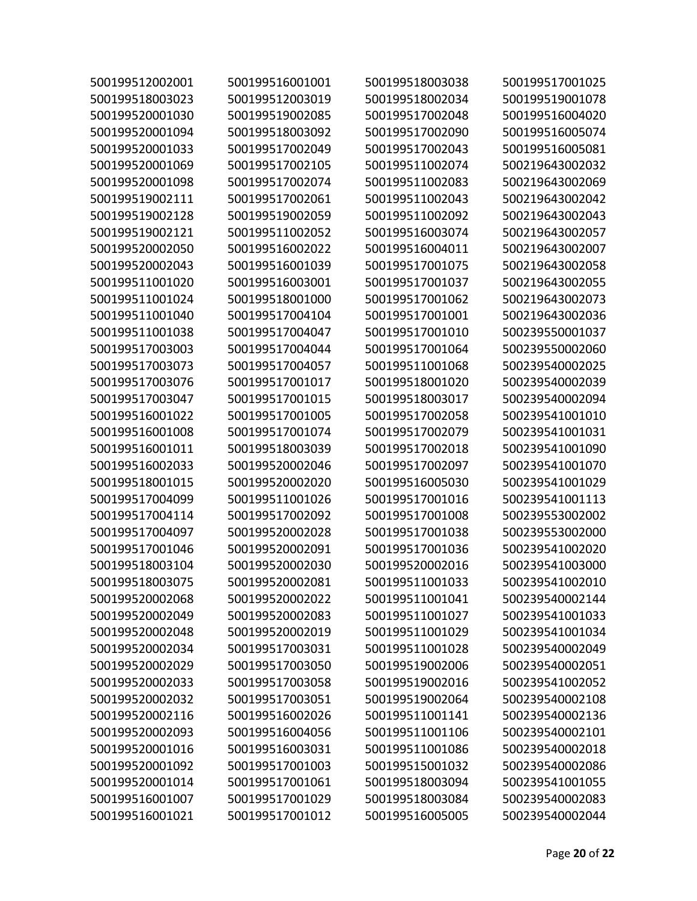500199512002001
500199518003023
500199520001030
500199520001094
500199520001033
500199520001069
500199520001098
500199519002111
500199519002128
500199519002121
500199520002050
500199520002043
500199511001020
500199511001024
500199511001040
500199511001038
500199517003003
500199517003073
500199517003076
500199517003047
500199516001022
500199516001008
500199516001011
500199516002033
500199518001015
500199517004099
500199517004114
500199517004097
500199517001046
500199518003104
500199518003075
500199520002068
500199520002049
500199520002048
500199520002034
500199520002029
500199520002033
500199520002032
500199520002116
500199520002093
500199520001016
500199520001092
500199520001014
500199516001007
500199516001021
500199516001001
500199512003019
500199519002085
500199518003092
500199517002049
500199517002105
500199517002074
500199517002061
500199519002059
500199511002052
500199516002022
500199516001039
500199516003001
500199518001000
500199517004104
500199517004047
500199517004044
500199517004057
500199517001017
500199517001015
500199517001005
500199517001074
500199518003039
500199520002046
500199520002020
500199511001026
500199517002092
500199520002028
500199520002091
500199520002030
500199520002081
500199520002022
500199520002083
500199520002019
500199517003031
500199517003050
500199517003058
500199517003051
500199516002026
500199516004056
500199516003031
500199517001003
500199517001061
500199517001029
500199517001012
500199518003038
500199518002034
500199517002048
500199517002090
500199517002043
500199511002074
500199511002083
500199511002043
500199511002092
500199516003074
500199516004011
500199517001075
500199517001037
500199517001062
500199517001001
500199517001010
500199517001064
500199511001068
500199518001020
500199518003017
500199517002058
500199517002079
500199517002018
500199517002097
500199516005030
500199517001016
500199517001008
500199517001038
500199517001036
500199520002016
500199511001033
500199511001041
500199511001027
500199511001029
500199511001028
500199519002006
500199519002016
500199519002064
500199511001141
500199511001106
500199511001086
500199515001032
500199518003094
500199518003084
500199516005005
500199517001025
500199519001078
500199516004020
500199516005074
500199516005081
500219643002032
500219643002069
500219643002042
500219643002043
500219643002057
500219643002007
500219643002058
500219643002055
500219643002073
500219643002036
500239550001037
500239550002060
500239540002025
500239540002039
500239540002094
500239541001010
500239541001031
500239541001090
500239541001070
500239541001029
500239541001113
500239553002002
500239553002000
500239541002020
500239541003000
500239541002010
500239540002144
500239541001033
500239541001034
500239540002049
500239540002051
500239541002052
500239540002108
500239540002136
500239540002101
500239540002018
500239540002086
500239541001055
500239540002083
500239540002044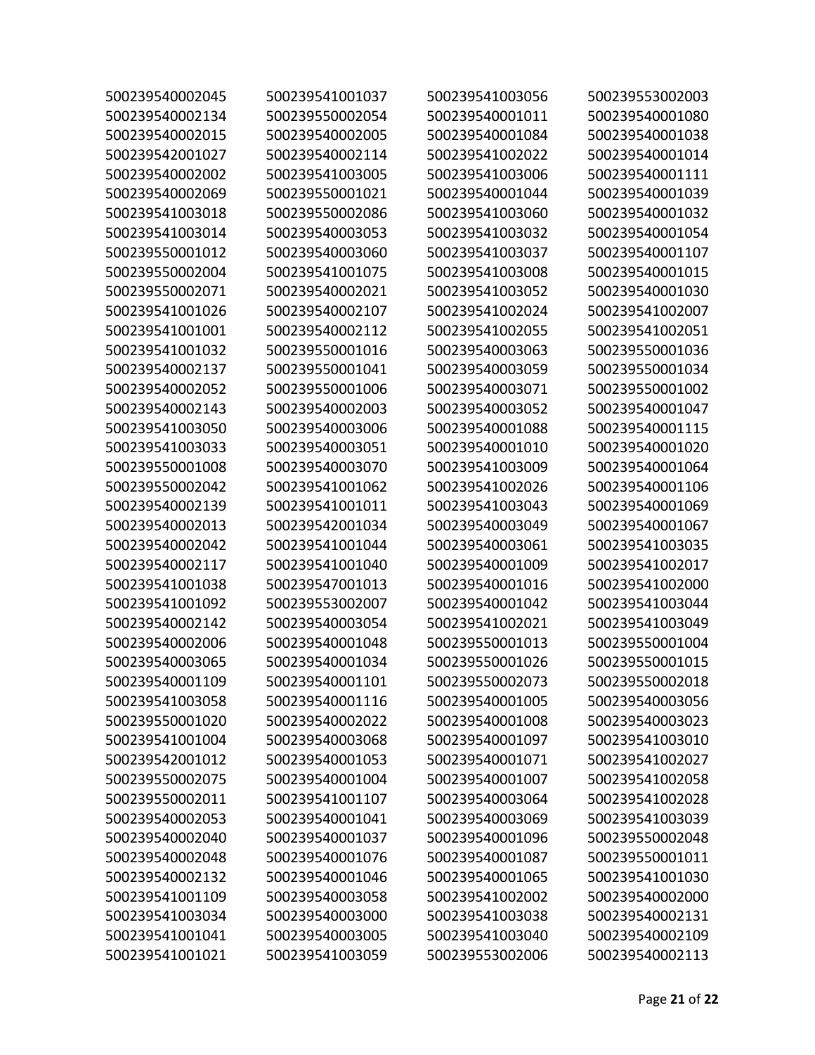500239540002045
500239540002134
500239540002015
500239542001027
500239540002002
500239540002069
500239541003018
500239541003014
500239550001012
500239550002004
500239550002071
500239541001026
500239541001001
500239541001032
500239540002137
500239540002052
500239540002143
500239541003050
500239541003033
500239550001008
500239550002042
500239540002139
500239540002013
500239540002042
500239540002117
500239541001038
500239541001092
500239540002142
500239540002006
500239540003065
500239540001109
500239541003058
500239550001020
500239541001004
500239542001012
500239550002075
500239550002011
500239540002053
500239540002040
500239540002048
500239540002132
500239541001109
500239541003034
500239541001041
500239541001021
500239541001037
500239550002054
500239540002005
500239540002114
500239541003005
500239550001021
500239550002086
500239540003053
500239540003060
500239541001075
500239540002021
500239540002107
500239540002112
500239550001016
500239550001041
500239550001006
500239540002003
500239540003006
500239540003051
500239540003070
500239541001062
500239541001011
500239542001034
500239541001044
500239541001040
500239547001013
500239553002007
500239540003054
500239540001048
500239540001034
500239540001101
500239540001116
500239540002022
500239540003068
500239540001053
500239540001004
500239541001107
500239540001041
500239540001037
500239540001076
500239540001046
500239540003058
500239540003000
500239540003005
500239541003059
500239541003056
500239540001011
500239540001084
500239541002022
500239541003006
500239540001044
500239541003060
500239541003032
500239541003037
500239541003008
500239541003052
500239541002024
500239541002055
500239540003063
500239540003059
500239540003071
500239540003052
500239540001088
500239540001010
500239541003009
500239541002026
500239541003043
500239540003049
500239540003061
500239540001009
500239540001016
500239540001042
500239541002021
500239550001013
500239550001026
500239550002073
500239540001005
500239540001008
500239540001097
500239540001071
500239540001007
500239540003064
500239540003069
500239540001096
500239540001087
500239540001065
500239541002002
500239541003038
500239541003040
500239553002006
500239553002003
500239540001080
500239540001038
500239540001014
500239540001111
500239540001039
500239540001032
500239540001054
500239540001107
500239540001015
500239540001030
500239541002007
500239541002051
500239550001036
500239550001034
500239550001002
500239540001047
500239540001115
500239540001020
500239540001064
500239540001106
500239540001069
500239540001067
500239541003035
500239541002017
500239541002000
500239541003044
500239541003049
500239550001004
500239550001015
500239550002018
500239540003056
500239540003023
500239541003010
500239541002027
500239541002058
500239541002028
500239541003039
500239550002048
500239550001011
500239541001030
500239540002000
500239540002131
500239540002109
500239540002113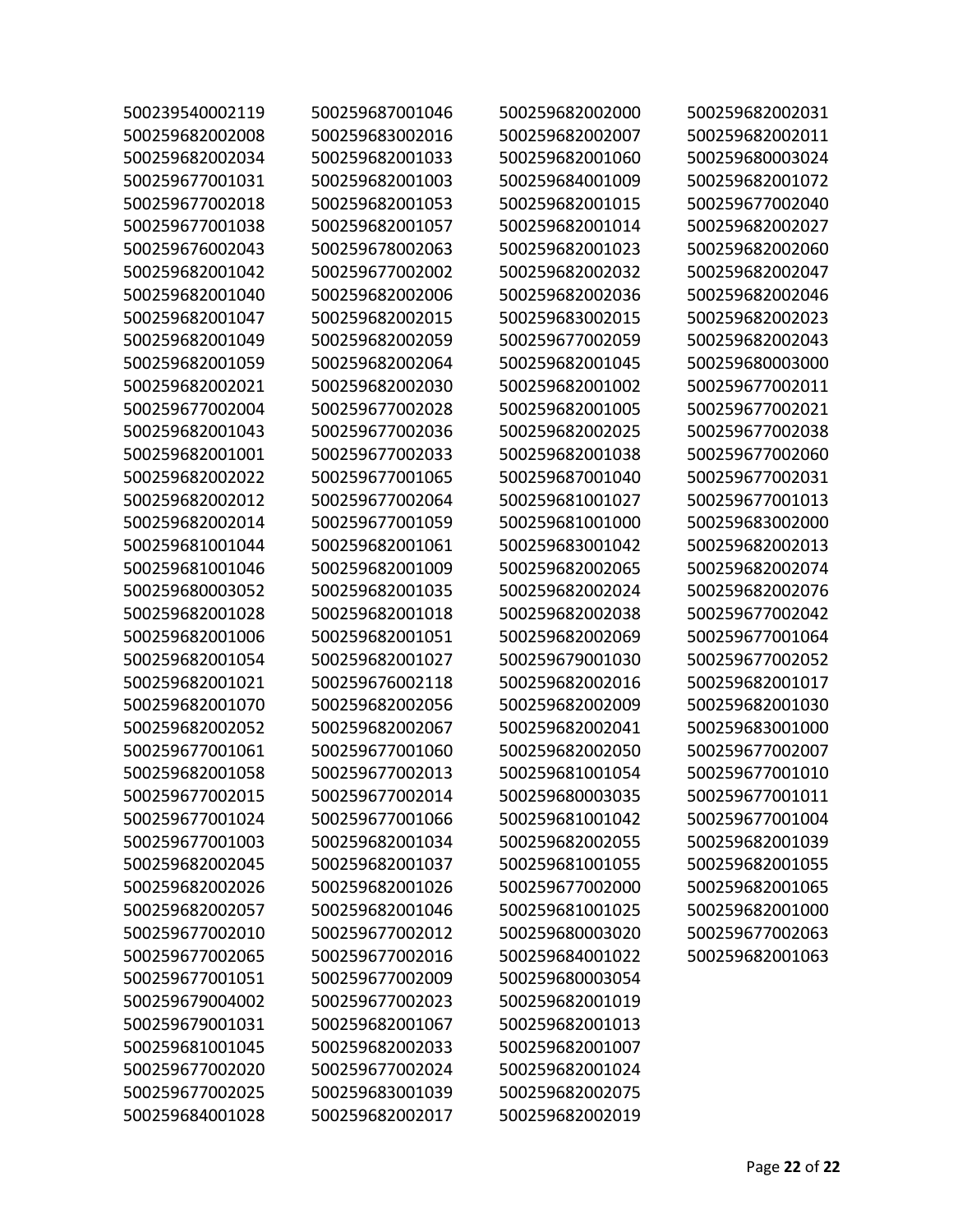| | | | |
|---|---|---|---|
| 500239540002119 | 500259687001046 | 500259682002000 | 500259682002031 |
| 500259682002008 | 500259683002016 | 500259682002007 | 500259682002011 |
| 500259682002034 | 500259682001033 | 500259682001060 | 500259680003024 |
| 500259677001031 | 500259682001003 | 500259684001009 | 500259682001072 |
| 500259677002018 | 500259682001053 | 500259682001015 | 500259677002040 |
| 500259677001038 | 500259682001057 | 500259682001014 | 500259682002027 |
| 500259676002043 | 500259678002063 | 500259682001023 | 500259682002060 |
| 500259682001042 | 500259677002002 | 500259682002032 | 500259682002047 |
| 500259682001040 | 500259682002006 | 500259682002036 | 500259682002046 |
| 500259682001047 | 500259682002015 | 500259683002015 | 500259682002023 |
| 500259682001049 | 500259682002059 | 500259677002059 | 500259682002043 |
| 500259682001059 | 500259682002064 | 500259682001045 | 500259680003000 |
| 500259682002021 | 500259682002030 | 500259682001002 | 500259677002011 |
| 500259677002004 | 500259677002028 | 500259682001005 | 500259677002021 |
| 500259682001043 | 500259677002036 | 500259682002025 | 500259677002038 |
| 500259682001001 | 500259677002033 | 500259682001038 | 500259677002060 |
| 500259682002022 | 500259677001065 | 500259687001040 | 500259677002031 |
| 500259682002012 | 500259677002064 | 500259681001027 | 500259677001013 |
| 500259682002014 | 500259677001059 | 500259681001000 | 500259683002000 |
| 500259681001044 | 500259682001061 | 500259683001042 | 500259682002013 |
| 500259681001046 | 500259682001009 | 500259682002065 | 500259682002074 |
| 500259680003052 | 500259682001035 | 500259682002024 | 500259682002076 |
| 500259682001028 | 500259682001018 | 500259682002038 | 500259677002042 |
| 500259682001006 | 500259682001051 | 500259682002069 | 500259677001064 |
| 500259682001054 | 500259682001027 | 500259679001030 | 500259677002052 |
| 500259682001021 | 500259676002118 | 500259682002016 | 500259682001017 |
| 500259682001070 | 500259682002056 | 500259682002009 | 500259682001030 |
| 500259682002052 | 500259682002067 | 500259682002041 | 500259683001000 |
| 500259677001061 | 500259677001060 | 500259682002050 | 500259677002007 |
| 500259682001058 | 500259677002013 | 500259681001054 | 500259677001010 |
| 500259677002015 | 500259677002014 | 500259680003035 | 500259677001011 |
| 500259677001024 | 500259677001066 | 500259681001042 | 500259677001004 |
| 500259677001003 | 500259682001034 | 500259682002055 | 500259682001039 |
| 500259682002045 | 500259682001037 | 500259681001055 | 500259682001055 |
| 500259682002026 | 500259682001026 | 500259677002000 | 500259682001065 |
| 500259682002057 | 500259682001046 | 500259681001025 | 500259682001000 |
| 500259677002010 | 500259677002012 | 500259680003020 | 500259677002063 |
| 500259677002065 | 500259677002016 | 500259684001022 | 500259682001063 |
| 500259677001051 | 500259677002009 | 500259680003054 | |
| 500259679004002 | 500259677002023 | 500259682001019 | |
| 500259679001031 | 500259682001067 | 500259682001013 | |
| 500259681001045 | 500259682002033 | 500259682001007 | |
| 500259677002020 | 500259677002024 | 500259682001024 | |
| 500259677002025 | 500259683001039 | 500259682002075 | |
| 500259684001028 | 500259682002017 | 500259682002019 | |